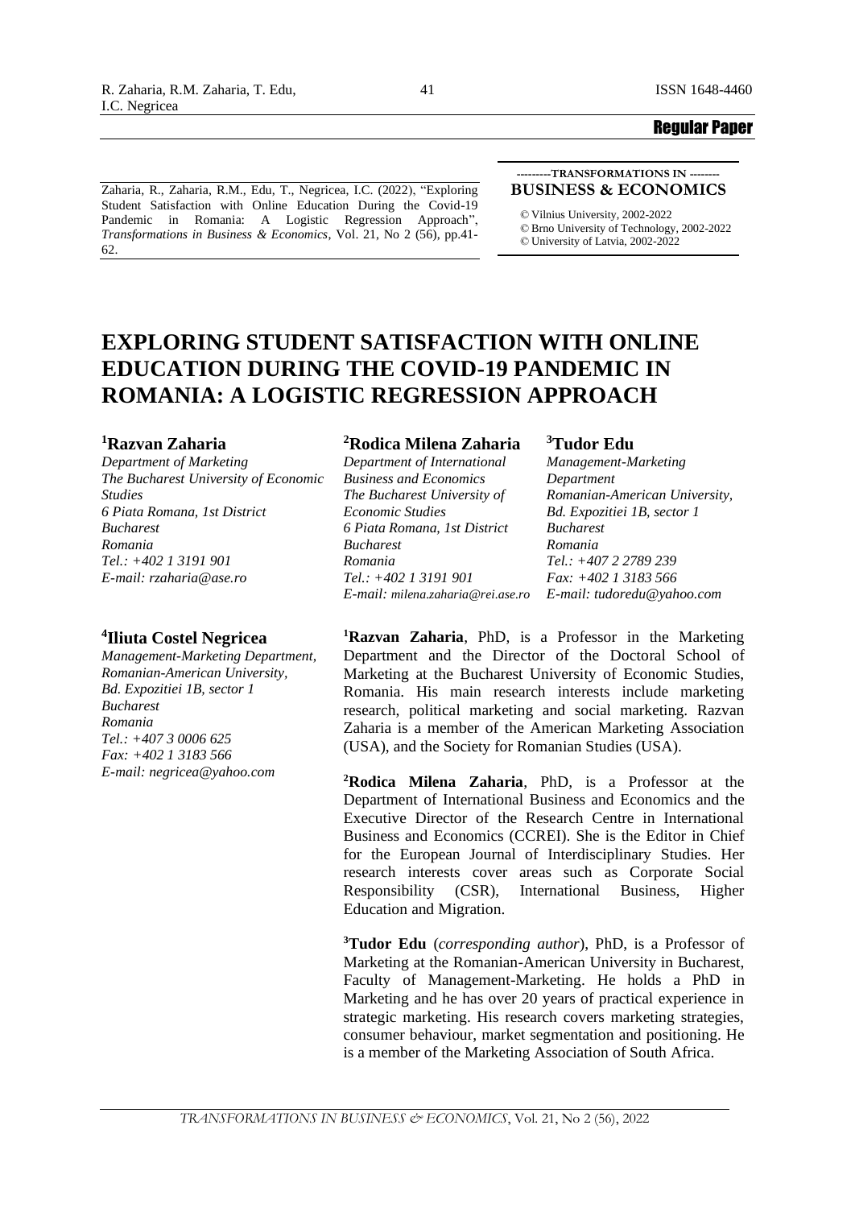Regular Paper

Zaharia, R., Zaharia, R.M., Edu, T., Negricea, I.C. (2022), "Exploring Student Satisfaction with Online Education During the Covid-19 Pandemic in Romania: A Logistic Regression Approach", *Transformations in Business & Economics*, Vol. 21, No 2 (56), pp.41-62.

---------TRANSFORMATIONS IN --------
**BUSINESS & ECONOMICS**

© Vilnius University, 2002-2022
© Brno University of Technology, 2002-2022
© University of Latvia, 2002-2022

# EXPLORING STUDENT SATISFACTION WITH ONLINE EDUCATION DURING THE COVID-19 PANDEMIC IN ROMANIA: A LOGISTIC REGRESSION APPROACH

### [1]Razvan Zaharia

*Department of Marketing*
*The Bucharest University of Economic Studies*
*6 Piata Romana, 1st District*
*Bucharest*
*Romania*
*Tel.: +402 1 3191 901*
*E-mail: rzaharia@ase.ro*

### [2]Rodica Milena Zaharia

*Department of International Business and Economics*
*The Bucharest University of Economic Studies*
*6 Piata Romana, 1st District*
*Bucharest*
*Romania*
*Tel.: +402 1 3191 901*
*E-mail: milena.zaharia@rei.ase.ro*

### [3]Tudor Edu

*Management-Marketing Department*
*Romanian-American University,*
*Bd. Expozitiei 1B, sector 1*
*Bucharest*
*Romania*
*Tel.: +407 2 2789 239*
*Fax: +402 1 3183 566*
*E-mail: tudoredu@yahoo.com*

### [4]Iliuta Costel Negricea

*Management-Marketing Department,*
*Romanian-American University,*
*Bd. Expozitiei 1B, sector 1*
*Bucharest*
*Romania*
*Tel.: +407 3 0006 625*
*Fax: +402 1 3183 566*
*E-mail: negricea@yahoo.com*

[1]**Razvan Zaharia**, PhD, is a Professor in the Marketing Department and the Director of the Doctoral School of Marketing at the Bucharest University of Economic Studies, Romania. His main research interests include marketing research, political marketing and social marketing. Razvan Zaharia is a member of the American Marketing Association (USA), and the Society for Romanian Studies (USA).

[2]**Rodica Milena Zaharia**, PhD, is a Professor at the Department of International Business and Economics and the Executive Director of the Research Centre in International Business and Economics (CCREI). She is the Editor in Chief for the European Journal of Interdisciplinary Studies. Her research interests cover areas such as Corporate Social Responsibility (CSR), International Business, Higher Education and Migration.

[3]**Tudor Edu** (*corresponding author*), PhD, is a Professor of Marketing at the Romanian-American University in Bucharest, Faculty of Management-Marketing. He holds a PhD in Marketing and he has over 20 years of practical experience in strategic marketing. His research covers marketing strategies, consumer behaviour, market segmentation and positioning. He is a member of the Marketing Association of South Africa.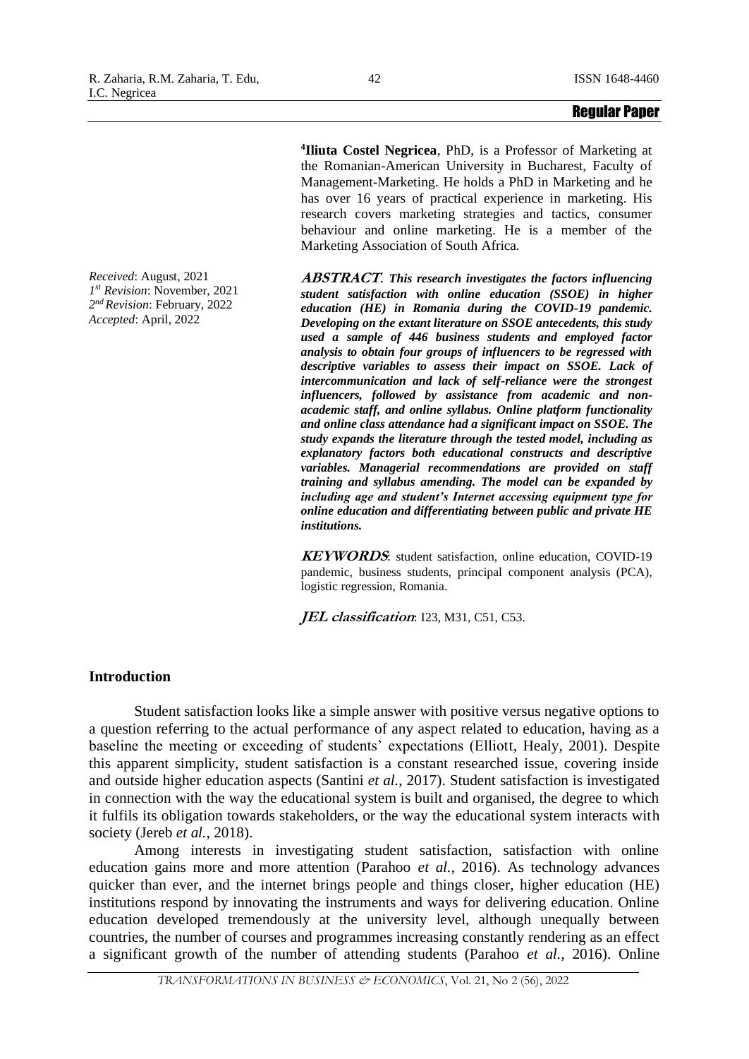[4]**Iliuta Costel Negricea**, PhD, is a Professor of Marketing at the Romanian-American University in Bucharest, Faculty of Management-Marketing. He holds a PhD in Marketing and he has over 16 years of practical experience in marketing. His research covers marketing strategies and tactics, consumer behaviour and online marketing. He is a member of the Marketing Association of South Africa.

*Received*: August, 2021
*1st Revision*: November, 2021
*2nd Revision*: February, 2022
*Accepted*: April, 2022

***ABSTRACT**. This research investigates the factors influencing student satisfaction with online education (SSOE) in higher education (HE) in Romania during the COVID-19 pandemic. Developing on the extant literature on SSOE antecedents, this study used a sample of 446 business students and employed factor analysis to obtain four groups of influencers to be regressed with descriptive variables to assess their impact on SSOE. Lack of intercommunication and lack of self-reliance were the strongest influencers, followed by assistance from academic and non-academic staff, and online syllabus. Online platform functionality and online class attendance had a significant impact on SSOE. The study expands the literature through the tested model, including as explanatory factors both educational constructs and descriptive variables. Managerial recommendations are provided on staff training and syllabus amending. The model can be expanded by including age and student's Internet accessing equipment type for online education and differentiating between public and private HE institutions.*

***KEYWORDS***: student satisfaction, online education, COVID-19 pandemic, business students, principal component analysis (PCA), logistic regression, Romania.

***JEL classification***: I23, M31, C51, C53.

## Introduction

Student satisfaction looks like a simple answer with positive versus negative options to a question referring to the actual performance of any aspect related to education, having as a baseline the meeting or exceeding of students' expectations (Elliott, Healy, 2001). Despite this apparent simplicity, student satisfaction is a constant researched issue, covering inside and outside higher education aspects (Santini *et al.*, 2017). Student satisfaction is investigated in connection with the way the educational system is built and organised, the degree to which it fulfils its obligation towards stakeholders, or the way the educational system interacts with society (Jereb *et al.*, 2018).

Among interests in investigating student satisfaction, satisfaction with online education gains more and more attention (Parahoo *et al.*, 2016). As technology advances quicker than ever, and the internet brings people and things closer, higher education (HE) institutions respond by innovating the instruments and ways for delivering education. Online education developed tremendously at the university level, although unequally between countries, the number of courses and programmes increasing constantly rendering as an effect a significant growth of the number of attending students (Parahoo *et al.*, 2016). Online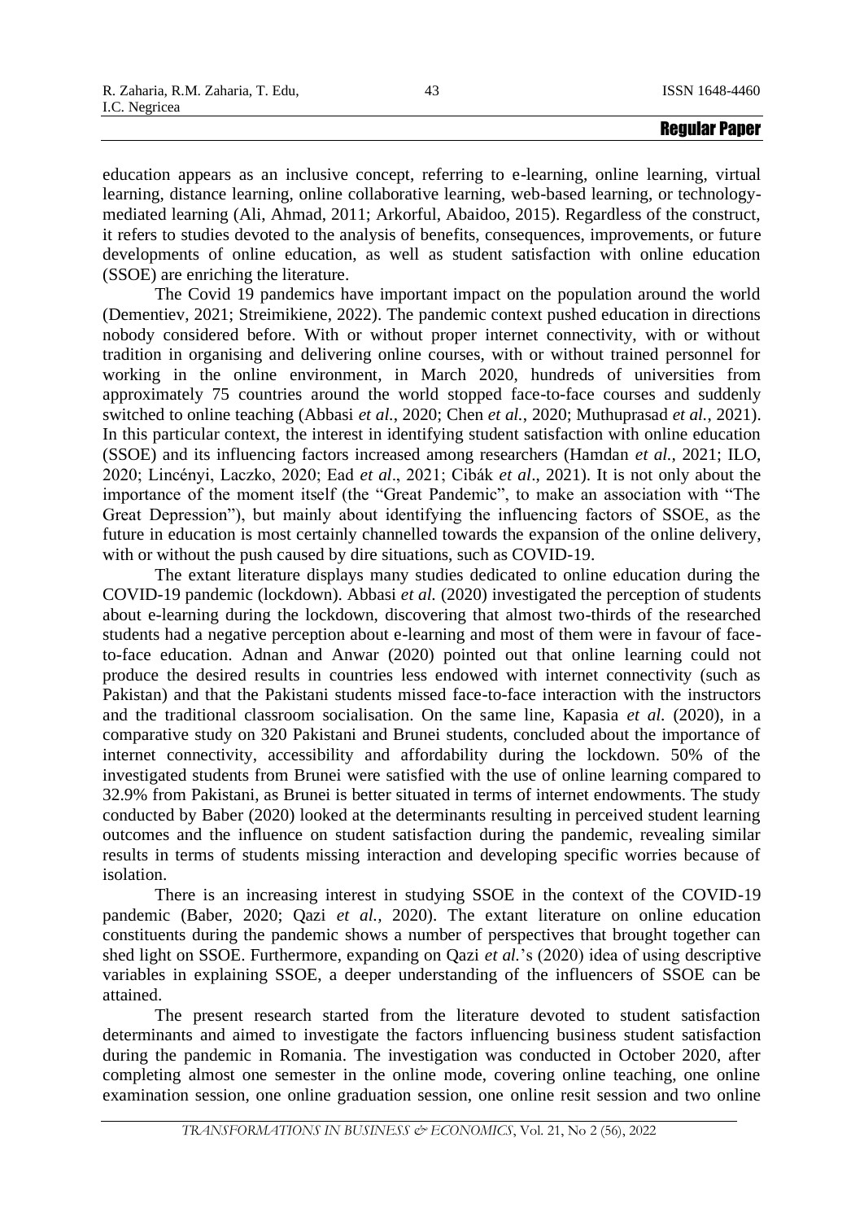education appears as an inclusive concept, referring to e-learning, online learning, virtual learning, distance learning, online collaborative learning, web-based learning, or technology-mediated learning (Ali, Ahmad, 2011; Arkorful, Abaidoo, 2015). Regardless of the construct, it refers to studies devoted to the analysis of benefits, consequences, improvements, or future developments of online education, as well as student satisfaction with online education (SSOE) are enriching the literature.

The Covid 19 pandemics have important impact on the population around the world (Dementiev, 2021; Streimikiene, 2022). The pandemic context pushed education in directions nobody considered before. With or without proper internet connectivity, with or without tradition in organising and delivering online courses, with or without trained personnel for working in the online environment, in March 2020, hundreds of universities from approximately 75 countries around the world stopped face-to-face courses and suddenly switched to online teaching (Abbasi *et al.*, 2020; Chen *et al.*, 2020; Muthuprasad *et al.*, 2021). In this particular context, the interest in identifying student satisfaction with online education (SSOE) and its influencing factors increased among researchers (Hamdan *et al.*, 2021; ILO, 2020; Lincényi, Laczko, 2020; Ead *et al*., 2021; Cibák *et al*., 2021). It is not only about the importance of the moment itself (the "Great Pandemic", to make an association with "The Great Depression"), but mainly about identifying the influencing factors of SSOE, as the future in education is most certainly channelled towards the expansion of the online delivery, with or without the push caused by dire situations, such as COVID-19.

The extant literature displays many studies dedicated to online education during the COVID-19 pandemic (lockdown). Abbasi *et al.* (2020) investigated the perception of students about e-learning during the lockdown, discovering that almost two-thirds of the researched students had a negative perception about e-learning and most of them were in favour of face-to-face education. Adnan and Anwar (2020) pointed out that online learning could not produce the desired results in countries less endowed with internet connectivity (such as Pakistan) and that the Pakistani students missed face-to-face interaction with the instructors and the traditional classroom socialisation. On the same line, Kapasia *et al.* (2020), in a comparative study on 320 Pakistani and Brunei students, concluded about the importance of internet connectivity, accessibility and affordability during the lockdown. 50% of the investigated students from Brunei were satisfied with the use of online learning compared to 32.9% from Pakistani, as Brunei is better situated in terms of internet endowments. The study conducted by Baber (2020) looked at the determinants resulting in perceived student learning outcomes and the influence on student satisfaction during the pandemic, revealing similar results in terms of students missing interaction and developing specific worries because of isolation.

There is an increasing interest in studying SSOE in the context of the COVID-19 pandemic (Baber, 2020; Qazi *et al.*, 2020). The extant literature on online education constituents during the pandemic shows a number of perspectives that brought together can shed light on SSOE. Furthermore, expanding on Qazi *et al.*'s (2020) idea of using descriptive variables in explaining SSOE, a deeper understanding of the influencers of SSOE can be attained.

The present research started from the literature devoted to student satisfaction determinants and aimed to investigate the factors influencing business student satisfaction during the pandemic in Romania. The investigation was conducted in October 2020, after completing almost one semester in the online mode, covering online teaching, one online examination session, one online graduation session, one online resit session and two online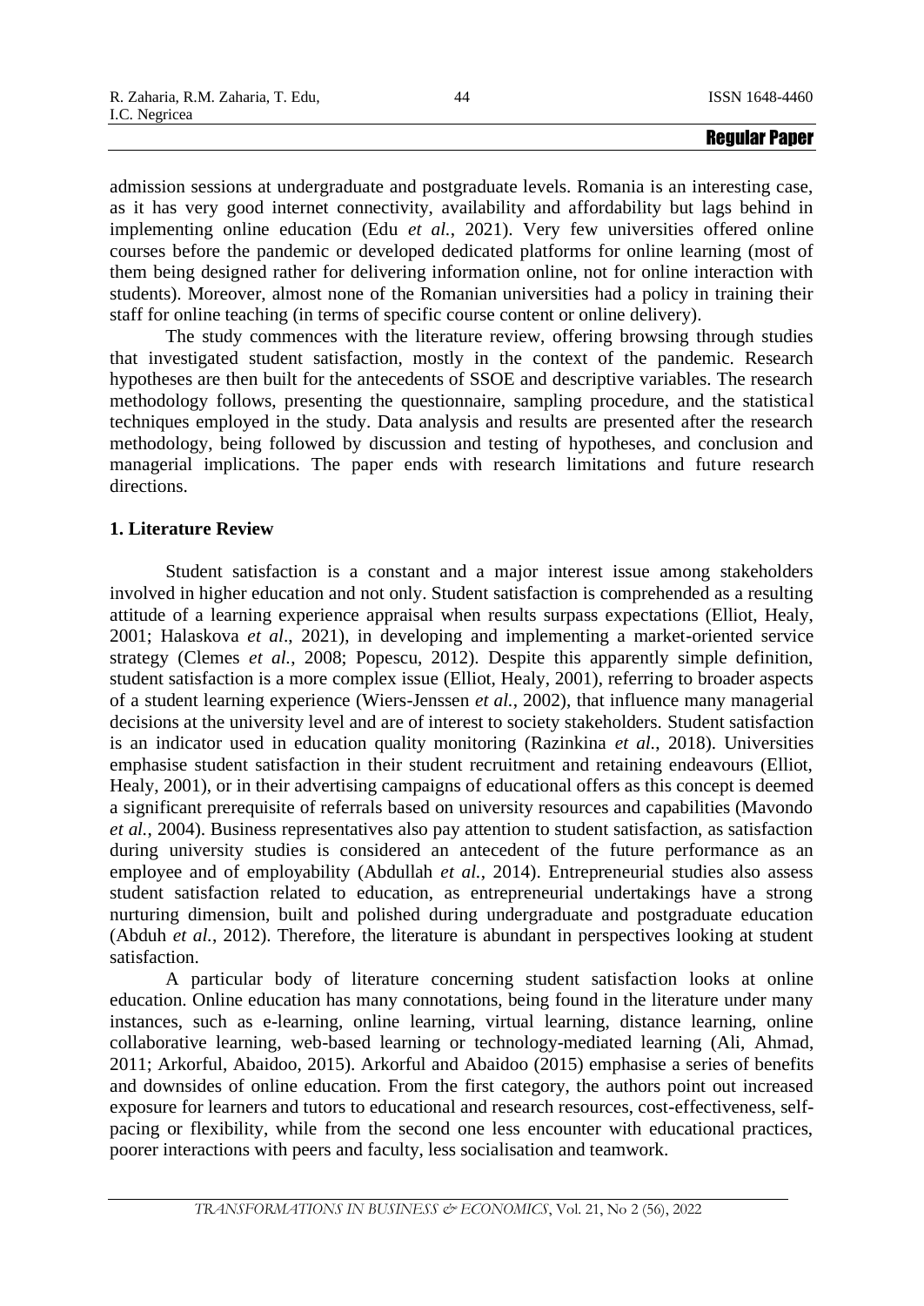admission sessions at undergraduate and postgraduate levels. Romania is an interesting case, as it has very good internet connectivity, availability and affordability but lags behind in implementing online education (Edu *et al.*, 2021). Very few universities offered online courses before the pandemic or developed dedicated platforms for online learning (most of them being designed rather for delivering information online, not for online interaction with students). Moreover, almost none of the Romanian universities had a policy in training their staff for online teaching (in terms of specific course content or online delivery).

The study commences with the literature review, offering browsing through studies that investigated student satisfaction, mostly in the context of the pandemic. Research hypotheses are then built for the antecedents of SSOE and descriptive variables. The research methodology follows, presenting the questionnaire, sampling procedure, and the statistical techniques employed in the study. Data analysis and results are presented after the research methodology, being followed by discussion and testing of hypotheses, and conclusion and managerial implications. The paper ends with research limitations and future research directions.

## 1. Literature Review

Student satisfaction is a constant and a major interest issue among stakeholders involved in higher education and not only. Student satisfaction is comprehended as a resulting attitude of a learning experience appraisal when results surpass expectations (Elliot, Healy, 2001; Halaskova *et al*., 2021), in developing and implementing a market-oriented service strategy (Clemes *et al.*, 2008; Popescu, 2012). Despite this apparently simple definition, student satisfaction is a more complex issue (Elliot, Healy, 2001), referring to broader aspects of a student learning experience (Wiers-Jenssen *et al.*, 2002), that influence many managerial decisions at the university level and are of interest to society stakeholders. Student satisfaction is an indicator used in education quality monitoring (Razinkina *et al.*, 2018). Universities emphasise student satisfaction in their student recruitment and retaining endeavours (Elliot, Healy, 2001), or in their advertising campaigns of educational offers as this concept is deemed a significant prerequisite of referrals based on university resources and capabilities (Mavondo *et al.*, 2004). Business representatives also pay attention to student satisfaction, as satisfaction during university studies is considered an antecedent of the future performance as an employee and of employability (Abdullah *et al.*, 2014). Entrepreneurial studies also assess student satisfaction related to education, as entrepreneurial undertakings have a strong nurturing dimension, built and polished during undergraduate and postgraduate education (Abduh *et al.*, 2012). Therefore, the literature is abundant in perspectives looking at student satisfaction.

A particular body of literature concerning student satisfaction looks at online education. Online education has many connotations, being found in the literature under many instances, such as e-learning, online learning, virtual learning, distance learning, online collaborative learning, web-based learning or technology-mediated learning (Ali, Ahmad, 2011; Arkorful, Abaidoo, 2015). Arkorful and Abaidoo (2015) emphasise a series of benefits and downsides of online education. From the first category, the authors point out increased exposure for learners and tutors to educational and research resources, cost-effectiveness, self-pacing or flexibility, while from the second one less encounter with educational practices, poorer interactions with peers and faculty, less socialisation and teamwork.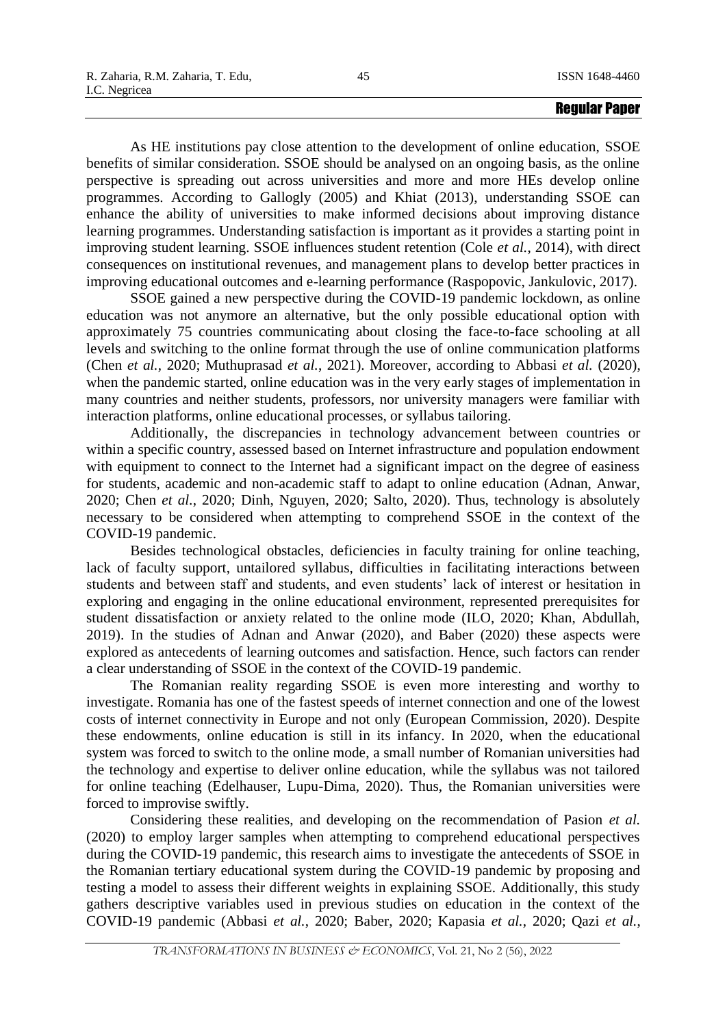As HE institutions pay close attention to the development of online education, SSOE benefits of similar consideration. SSOE should be analysed on an ongoing basis, as the online perspective is spreading out across universities and more and more HEs develop online programmes. According to Gallogly (2005) and Khiat (2013), understanding SSOE can enhance the ability of universities to make informed decisions about improving distance learning programmes. Understanding satisfaction is important as it provides a starting point in improving student learning. SSOE influences student retention (Cole *et al.*, 2014), with direct consequences on institutional revenues, and management plans to develop better practices in improving educational outcomes and e-learning performance (Raspopovic, Jankulovic, 2017).

SSOE gained a new perspective during the COVID-19 pandemic lockdown, as online education was not anymore an alternative, but the only possible educational option with approximately 75 countries communicating about closing the face-to-face schooling at all levels and switching to the online format through the use of online communication platforms (Chen *et al.*, 2020; Muthuprasad *et al.*, 2021). Moreover, according to Abbasi *et al.* (2020), when the pandemic started, online education was in the very early stages of implementation in many countries and neither students, professors, nor university managers were familiar with interaction platforms, online educational processes, or syllabus tailoring.

Additionally, the discrepancies in technology advancement between countries or within a specific country, assessed based on Internet infrastructure and population endowment with equipment to connect to the Internet had a significant impact on the degree of easiness for students, academic and non-academic staff to adapt to online education (Adnan, Anwar, 2020; Chen *et al.*, 2020; Dinh, Nguyen, 2020; Salto, 2020). Thus, technology is absolutely necessary to be considered when attempting to comprehend SSOE in the context of the COVID-19 pandemic.

Besides technological obstacles, deficiencies in faculty training for online teaching, lack of faculty support, untailored syllabus, difficulties in facilitating interactions between students and between staff and students, and even students' lack of interest or hesitation in exploring and engaging in the online educational environment, represented prerequisites for student dissatisfaction or anxiety related to the online mode (ILO, 2020; Khan, Abdullah, 2019). In the studies of Adnan and Anwar (2020), and Baber (2020) these aspects were explored as antecedents of learning outcomes and satisfaction. Hence, such factors can render a clear understanding of SSOE in the context of the COVID-19 pandemic.

The Romanian reality regarding SSOE is even more interesting and worthy to investigate. Romania has one of the fastest speeds of internet connection and one of the lowest costs of internet connectivity in Europe and not only (European Commission, 2020). Despite these endowments, online education is still in its infancy. In 2020, when the educational system was forced to switch to the online mode, a small number of Romanian universities had the technology and expertise to deliver online education, while the syllabus was not tailored for online teaching (Edelhauser, Lupu-Dima, 2020). Thus, the Romanian universities were forced to improvise swiftly.

Considering these realities, and developing on the recommendation of Pasion *et al.* (2020) to employ larger samples when attempting to comprehend educational perspectives during the COVID-19 pandemic, this research aims to investigate the antecedents of SSOE in the Romanian tertiary educational system during the COVID-19 pandemic by proposing and testing a model to assess their different weights in explaining SSOE. Additionally, this study gathers descriptive variables used in previous studies on education in the context of the COVID-19 pandemic (Abbasi *et al.*, 2020; Baber, 2020; Kapasia *et al.*, 2020; Qazi *et al.*,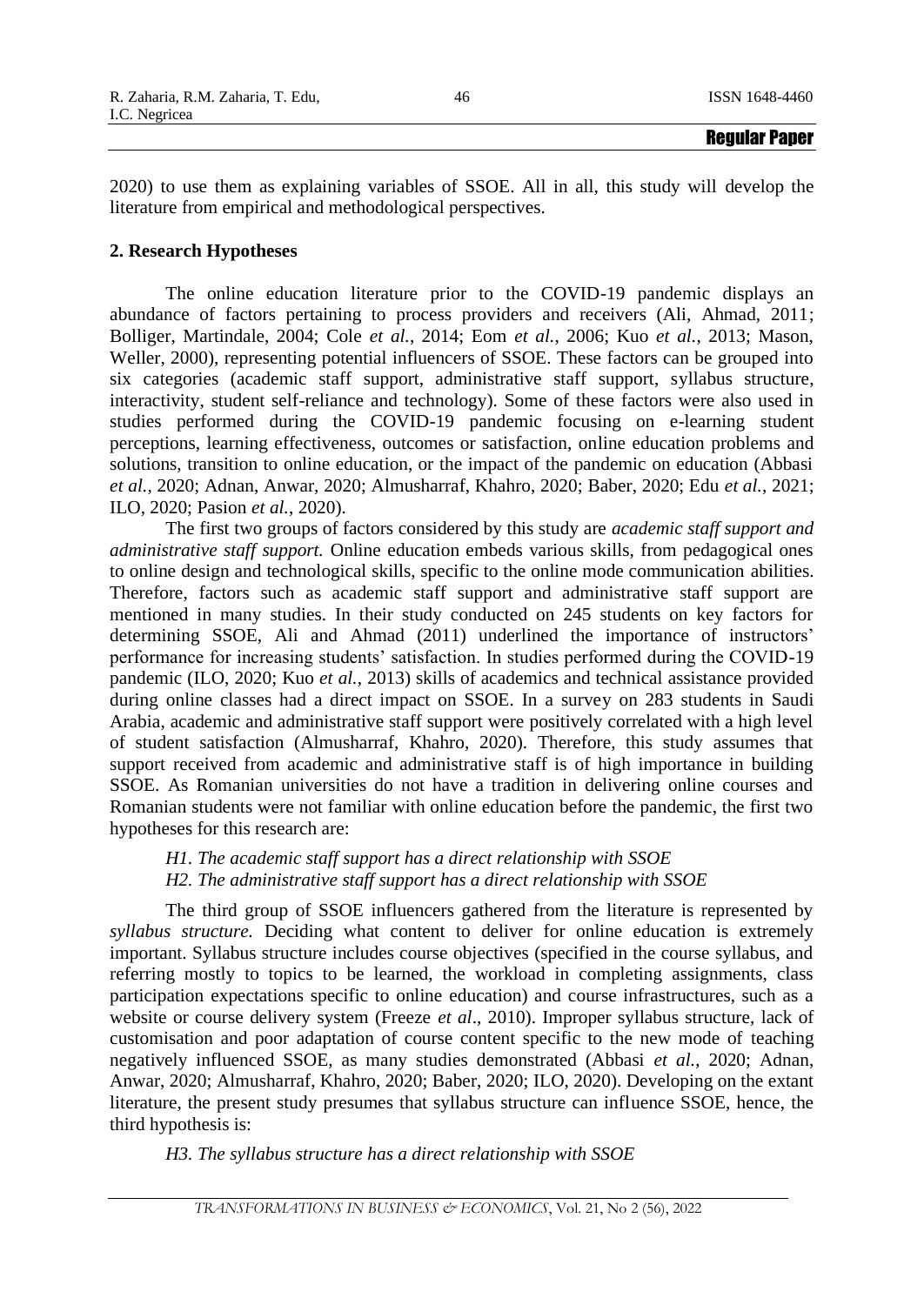2020) to use them as explaining variables of SSOE. All in all, this study will develop the literature from empirical and methodological perspectives.

## 2. Research Hypotheses

The online education literature prior to the COVID-19 pandemic displays an abundance of factors pertaining to process providers and receivers (Ali, Ahmad, 2011; Bolliger, Martindale, 2004; Cole *et al.*, 2014; Eom *et al.*, 2006; Kuo *et al.*, 2013; Mason, Weller, 2000), representing potential influencers of SSOE. These factors can be grouped into six categories (academic staff support, administrative staff support, syllabus structure, interactivity, student self-reliance and technology). Some of these factors were also used in studies performed during the COVID-19 pandemic focusing on e-learning student perceptions, learning effectiveness, outcomes or satisfaction, online education problems and solutions, transition to online education, or the impact of the pandemic on education (Abbasi *et al.*, 2020; Adnan, Anwar, 2020; Almusharraf, Khahro, 2020; Baber, 2020; Edu *et al.*, 2021; ILO, 2020; Pasion *et al.*, 2020).

The first two groups of factors considered by this study are *academic staff support and administrative staff support.* Online education embeds various skills, from pedagogical ones to online design and technological skills, specific to the online mode communication abilities. Therefore, factors such as academic staff support and administrative staff support are mentioned in many studies. In their study conducted on 245 students on key factors for determining SSOE, Ali and Ahmad (2011) underlined the importance of instructors' performance for increasing students' satisfaction. In studies performed during the COVID-19 pandemic (ILO, 2020; Kuo *et al.*, 2013) skills of academics and technical assistance provided during online classes had a direct impact on SSOE. In a survey on 283 students in Saudi Arabia, academic and administrative staff support were positively correlated with a high level of student satisfaction (Almusharraf, Khahro, 2020). Therefore, this study assumes that support received from academic and administrative staff is of high importance in building SSOE. As Romanian universities do not have a tradition in delivering online courses and Romanian students were not familiar with online education before the pandemic, the first two hypotheses for this research are:

*H1. The academic staff support has a direct relationship with SSOE*
*H2. The administrative staff support has a direct relationship with SSOE*

The third group of SSOE influencers gathered from the literature is represented by *syllabus structure.* Deciding what content to deliver for online education is extremely important. Syllabus structure includes course objectives (specified in the course syllabus, and referring mostly to topics to be learned, the workload in completing assignments, class participation expectations specific to online education) and course infrastructures, such as a website or course delivery system (Freeze *et al*., 2010). Improper syllabus structure, lack of customisation and poor adaptation of course content specific to the new mode of teaching negatively influenced SSOE, as many studies demonstrated (Abbasi *et al.*, 2020; Adnan, Anwar, 2020; Almusharraf, Khahro, 2020; Baber, 2020; ILO, 2020). Developing on the extant literature, the present study presumes that syllabus structure can influence SSOE, hence, the third hypothesis is:

*H3. The syllabus structure has a direct relationship with SSOE*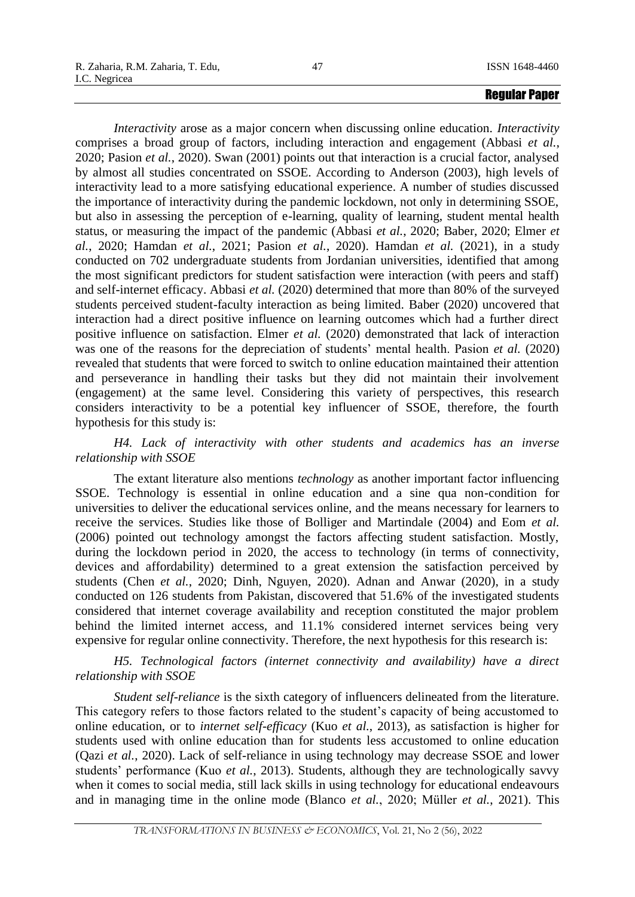*Interactivity* arose as a major concern when discussing online education. *Interactivity* comprises a broad group of factors, including interaction and engagement (Abbasi *et al.*, 2020; Pasion *et al.*, 2020). Swan (2001) points out that interaction is a crucial factor, analysed by almost all studies concentrated on SSOE. According to Anderson (2003), high levels of interactivity lead to a more satisfying educational experience. A number of studies discussed the importance of interactivity during the pandemic lockdown, not only in determining SSOE, but also in assessing the perception of e-learning, quality of learning, student mental health status, or measuring the impact of the pandemic (Abbasi *et al.*, 2020; Baber, 2020; Elmer *et al.*, 2020; Hamdan *et al.*, 2021; Pasion *et al.*, 2020). Hamdan *et al.* (2021), in a study conducted on 702 undergraduate students from Jordanian universities, identified that among the most significant predictors for student satisfaction were interaction (with peers and staff) and self-internet efficacy. Abbasi *et al.* (2020) determined that more than 80% of the surveyed students perceived student-faculty interaction as being limited. Baber (2020) uncovered that interaction had a direct positive influence on learning outcomes which had a further direct positive influence on satisfaction. Elmer *et al.* (2020) demonstrated that lack of interaction was one of the reasons for the depreciation of students' mental health. Pasion *et al.* (2020) revealed that students that were forced to switch to online education maintained their attention and perseverance in handling their tasks but they did not maintain their involvement (engagement) at the same level. Considering this variety of perspectives, this research considers interactivity to be a potential key influencer of SSOE, therefore, the fourth hypothesis for this study is:

*H4. Lack of interactivity with other students and academics has an inverse relationship with SSOE*

The extant literature also mentions *technology* as another important factor influencing SSOE. Technology is essential in online education and a sine qua non-condition for universities to deliver the educational services online, and the means necessary for learners to receive the services. Studies like those of Bolliger and Martindale (2004) and Eom *et al.* (2006) pointed out technology amongst the factors affecting student satisfaction. Mostly, during the lockdown period in 2020, the access to technology (in terms of connectivity, devices and affordability) determined to a great extension the satisfaction perceived by students (Chen *et al.*, 2020; Dinh, Nguyen, 2020). Adnan and Anwar (2020), in a study conducted on 126 students from Pakistan, discovered that 51.6% of the investigated students considered that internet coverage availability and reception constituted the major problem behind the limited internet access, and 11.1% considered internet services being very expensive for regular online connectivity. Therefore, the next hypothesis for this research is:

*H5. Technological factors (internet connectivity and availability) have a direct relationship with SSOE*

*Student self-reliance* is the sixth category of influencers delineated from the literature. This category refers to those factors related to the student's capacity of being accustomed to online education, or to *internet self-efficacy* (Kuo *et al.*, 2013), as satisfaction is higher for students used with online education than for students less accustomed to online education (Qazi *et al.*, 2020). Lack of self-reliance in using technology may decrease SSOE and lower students' performance (Kuo *et al.*, 2013). Students, although they are technologically savvy when it comes to social media, still lack skills in using technology for educational endeavours and in managing time in the online mode (Blanco *et al.*, 2020; Müller *et al.*, 2021). This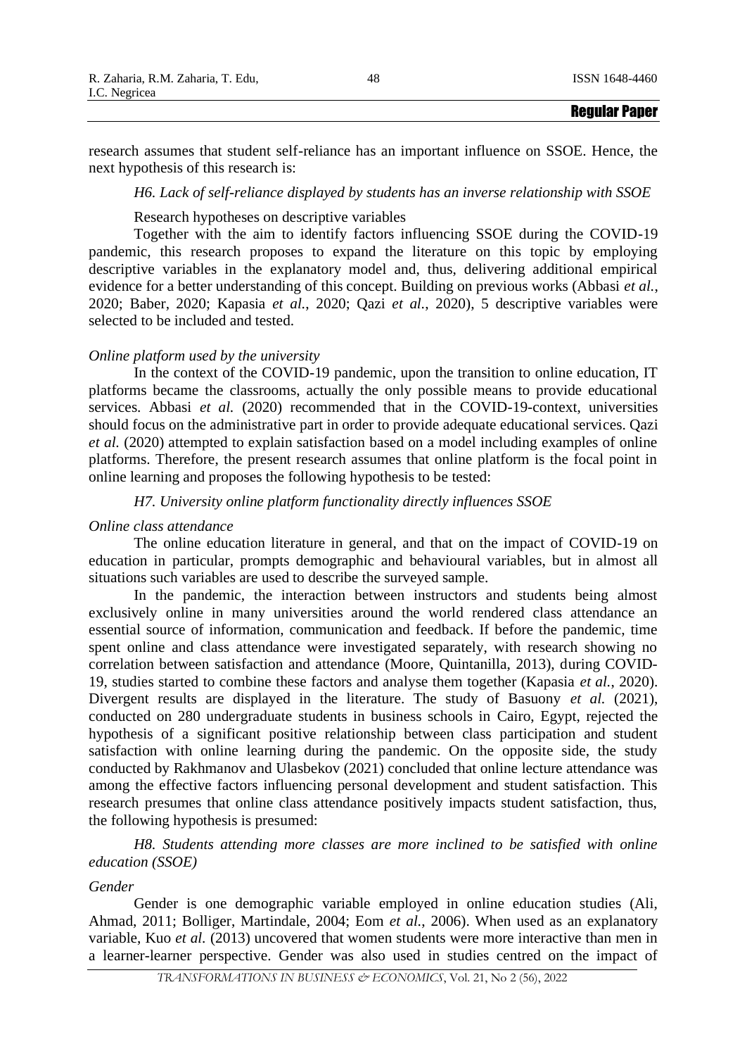research assumes that student self-reliance has an important influence on SSOE. Hence, the next hypothesis of this research is:

*H6. Lack of self-reliance displayed by students has an inverse relationship with SSOE*

Research hypotheses on descriptive variables

Together with the aim to identify factors influencing SSOE during the COVID-19 pandemic, this research proposes to expand the literature on this topic by employing descriptive variables in the explanatory model and, thus, delivering additional empirical evidence for a better understanding of this concept. Building on previous works (Abbasi *et al.*, 2020; Baber, 2020; Kapasia *et al.*, 2020; Qazi *et al.*, 2020), 5 descriptive variables were selected to be included and tested.

*Online platform used by the university*

In the context of the COVID-19 pandemic, upon the transition to online education, IT platforms became the classrooms, actually the only possible means to provide educational services. Abbasi *et al.* (2020) recommended that in the COVID-19-context, universities should focus on the administrative part in order to provide adequate educational services. Qazi *et al.* (2020) attempted to explain satisfaction based on a model including examples of online platforms. Therefore, the present research assumes that online platform is the focal point in online learning and proposes the following hypothesis to be tested:

*H7. University online platform functionality directly influences SSOE*

*Online class attendance*

The online education literature in general, and that on the impact of COVID-19 on education in particular, prompts demographic and behavioural variables, but in almost all situations such variables are used to describe the surveyed sample.

In the pandemic, the interaction between instructors and students being almost exclusively online in many universities around the world rendered class attendance an essential source of information, communication and feedback. If before the pandemic, time spent online and class attendance were investigated separately, with research showing no correlation between satisfaction and attendance (Moore, Quintanilla, 2013), during COVID-19, studies started to combine these factors and analyse them together (Kapasia *et al.*, 2020). Divergent results are displayed in the literature. The study of Basuony *et al.* (2021), conducted on 280 undergraduate students in business schools in Cairo, Egypt, rejected the hypothesis of a significant positive relationship between class participation and student satisfaction with online learning during the pandemic. On the opposite side, the study conducted by Rakhmanov and Ulasbekov (2021) concluded that online lecture attendance was among the effective factors influencing personal development and student satisfaction. This research presumes that online class attendance positively impacts student satisfaction, thus, the following hypothesis is presumed:

*H8. Students attending more classes are more inclined to be satisfied with online education (SSOE)*

*Gender*

Gender is one demographic variable employed in online education studies (Ali, Ahmad, 2011; Bolliger, Martindale, 2004; Eom *et al.*, 2006). When used as an explanatory variable, Kuo *et al.* (2013) uncovered that women students were more interactive than men in a learner-learner perspective. Gender was also used in studies centred on the impact of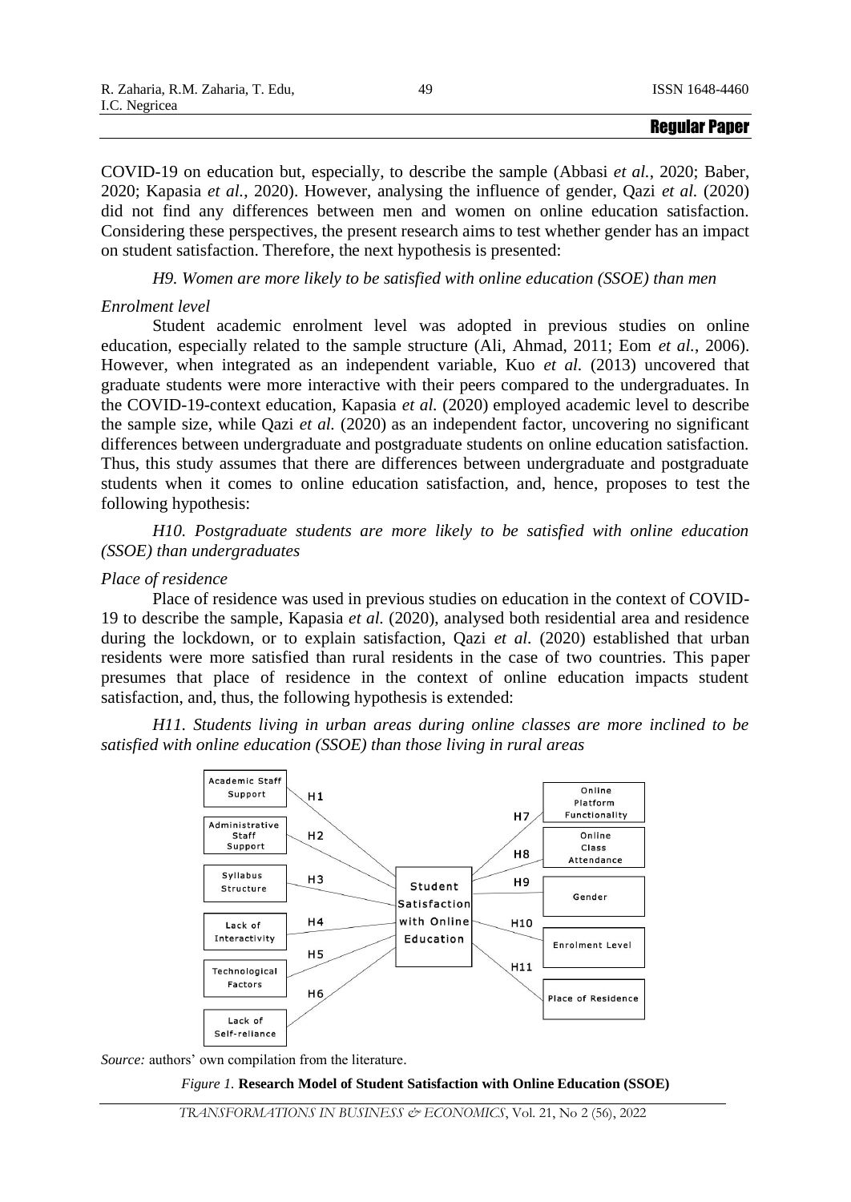COVID-19 on education but, especially, to describe the sample (Abbasi *et al.*, 2020; Baber, 2020; Kapasia *et al.*, 2020). However, analysing the influence of gender, Qazi *et al.* (2020) did not find any differences between men and women on online education satisfaction. Considering these perspectives, the present research aims to test whether gender has an impact on student satisfaction. Therefore, the next hypothesis is presented:

*H9. Women are more likely to be satisfied with online education (SSOE) than men*

*Enrolment level*

Student academic enrolment level was adopted in previous studies on online education, especially related to the sample structure (Ali, Ahmad, 2011; Eom *et al.*, 2006). However, when integrated as an independent variable, Kuo *et al.* (2013) uncovered that graduate students were more interactive with their peers compared to the undergraduates. In the COVID-19-context education, Kapasia *et al.* (2020) employed academic level to describe the sample size, while Qazi *et al.* (2020) as an independent factor, uncovering no significant differences between undergraduate and postgraduate students on online education satisfaction. Thus, this study assumes that there are differences between undergraduate and postgraduate students when it comes to online education satisfaction, and, hence, proposes to test the following hypothesis:

*H10. Postgraduate students are more likely to be satisfied with online education (SSOE) than undergraduates*

*Place of residence*

Place of residence was used in previous studies on education in the context of COVID-19 to describe the sample, Kapasia *et al.* (2020), analysed both residential area and residence during the lockdown, or to explain satisfaction, Qazi *et al.* (2020) established that urban residents were more satisfied than rural residents in the case of two countries. This paper presumes that place of residence in the context of online education impacts student satisfaction, and, thus, the following hypothesis is extended:

*H11. Students living in urban areas during online classes are more inclined to be satisfied with online education (SSOE) than those living in rural areas*

*Source:* authors' own compilation from the literature.

*Figure 1.* **Research Model of Student Satisfaction with Online Education (SSOE)**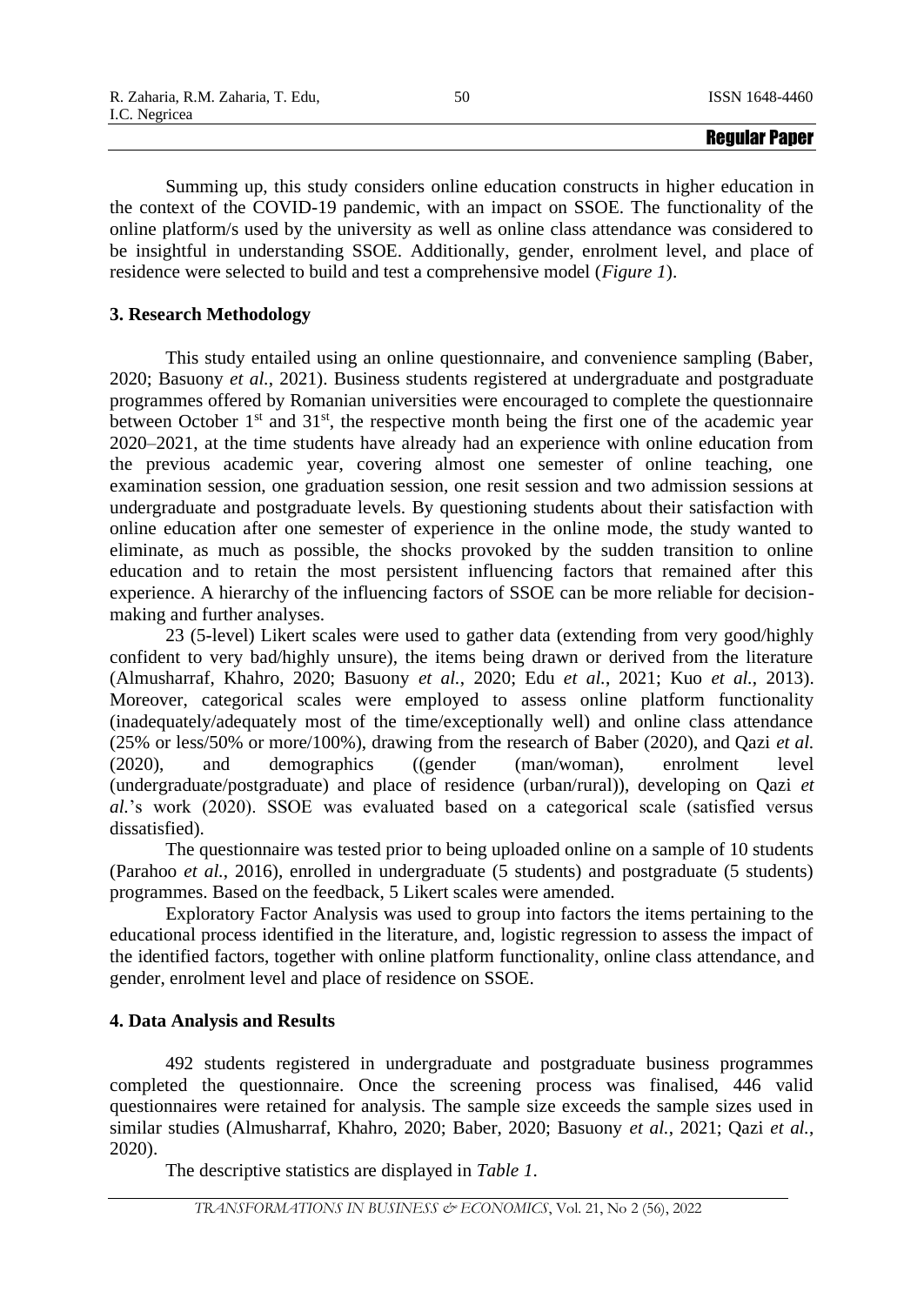Summing up, this study considers online education constructs in higher education in the context of the COVID-19 pandemic, with an impact on SSOE. The functionality of the online platform/s used by the university as well as online class attendance was considered to be insightful in understanding SSOE. Additionally, gender, enrolment level, and place of residence were selected to build and test a comprehensive model (*Figure 1*).

## 3. Research Methodology

This study entailed using an online questionnaire, and convenience sampling (Baber, 2020; Basuony *et al.*, 2021). Business students registered at undergraduate and postgraduate programmes offered by Romanian universities were encouraged to complete the questionnaire between October 1st and 31st, the respective month being the first one of the academic year 2020–2021, at the time students have already had an experience with online education from the previous academic year, covering almost one semester of online teaching, one examination session, one graduation session, one resit session and two admission sessions at undergraduate and postgraduate levels. By questioning students about their satisfaction with online education after one semester of experience in the online mode, the study wanted to eliminate, as much as possible, the shocks provoked by the sudden transition to online education and to retain the most persistent influencing factors that remained after this experience. A hierarchy of the influencing factors of SSOE can be more reliable for decision-making and further analyses.

23 (5-level) Likert scales were used to gather data (extending from very good/highly confident to very bad/highly unsure), the items being drawn or derived from the literature (Almusharraf, Khahro, 2020; Basuony *et al.*, 2020; Edu *et al.*, 2021; Kuo *et al.*, 2013). Moreover, categorical scales were employed to assess online platform functionality (inadequately/adequately most of the time/exceptionally well) and online class attendance (25% or less/50% or more/100%), drawing from the research of Baber (2020), and Qazi *et al.* (2020), and demographics ((gender (man/woman), enrolment level (undergraduate/postgraduate) and place of residence (urban/rural)), developing on Qazi *et al.*'s work (2020). SSOE was evaluated based on a categorical scale (satisfied versus dissatisfied).

The questionnaire was tested prior to being uploaded online on a sample of 10 students (Parahoo *et al.*, 2016), enrolled in undergraduate (5 students) and postgraduate (5 students) programmes. Based on the feedback, 5 Likert scales were amended.

Exploratory Factor Analysis was used to group into factors the items pertaining to the educational process identified in the literature, and, logistic regression to assess the impact of the identified factors, together with online platform functionality, online class attendance, and gender, enrolment level and place of residence on SSOE.

## 4. Data Analysis and Results

492 students registered in undergraduate and postgraduate business programmes completed the questionnaire. Once the screening process was finalised, 446 valid questionnaires were retained for analysis. The sample size exceeds the sample sizes used in similar studies (Almusharraf, Khahro, 2020; Baber, 2020; Basuony *et al.*, 2021; Qazi *et al.*, 2020).

The descriptive statistics are displayed in *Table 1*.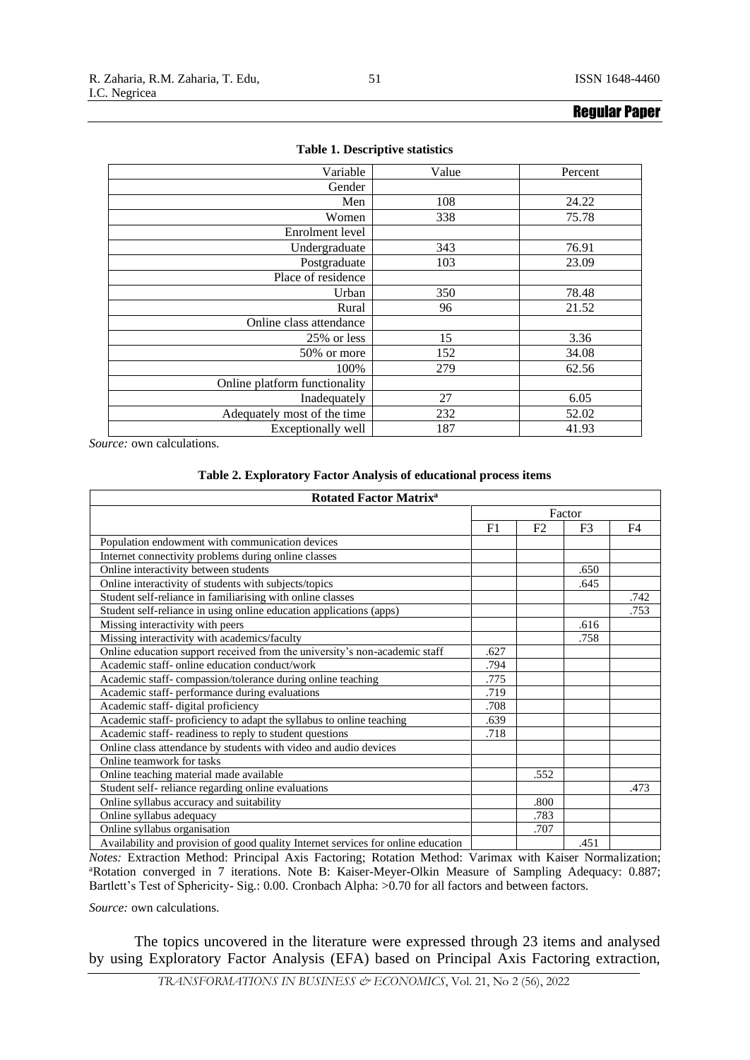**Regular Paper**

**Table 1. Descriptive statistics**

| Variable | Value | Percent |
|---|---|---|
| Gender | | |
| Men | 108 | 24.22 |
| Women | 338 | 75.78 |
| Enrolment level | | |
| Undergraduate | 343 | 76.91 |
| Postgraduate | 103 | 23.09 |
| Place of residence | | |
| Urban | 350 | 78.48 |
| Rural | 96 | 21.52 |
| Online class attendance | | |
| 25% or less | 15 | 3.36 |
| 50% or more | 152 | 34.08 |
| 100% | 279 | 62.56 |
| Online platform functionality | | |
| Inadequately | 27 | 6.05 |
| Adequately most of the time | 232 | 52.02 |
| Exceptionally well | 187 | 41.93 |

*Source:* own calculations.

**Table 2. Exploratory Factor Analysis of educational process items**

| Rotated Factor Matrix[a] | | | | |
|---|---|---|---|---|
| | Factor | | | |
| | F1 | F2 | F3 | F4 |
| Population endowment with communication devices | | | | |
| Internet connectivity problems during online classes | | | | |
| Online interactivity between students | | | .650 | |
| Online interactivity of students with subjects/topics | | | .645 | |
| Student self-reliance in familiarising with online classes | | | | .742 |
| Student self-reliance in using online education applications (apps) | | | | .753 |
| Missing interactivity with peers | | | .616 | |
| Missing interactivity with academics/faculty | | | .758 | |
| Online education support received from the university's non-academic staff | .627 | | | |
| Academic staff- online education conduct/work | .794 | | | |
| Academic staff- compassion/tolerance during online teaching | .775 | | | |
| Academic staff- performance during evaluations | .719 | | | |
| Academic staff- digital proficiency | .708 | | | |
| Academic staff- proficiency to adapt the syllabus to online teaching | .639 | | | |
| Academic staff- readiness to reply to student questions | .718 | | | |
| Online class attendance by students with video and audio devices | | | | |
| Online teamwork for tasks | | | | |
| Online teaching material made available | | .552 | | |
| Student self- reliance regarding online evaluations | | | | .473 |
| Online syllabus accuracy and suitability | | .800 | | |
| Online syllabus adequacy | | .783 | | |
| Online syllabus organisation | | .707 | | |
| Availability and provision of good quality Internet services for online education | | | .451 | |

*Notes:* Extraction Method: Principal Axis Factoring; Rotation Method: Varimax with Kaiser Normalization; [a]Rotation converged in 7 iterations. Note B: Kaiser-Meyer-Olkin Measure of Sampling Adequacy: 0.887; Bartlett's Test of Sphericity- Sig.: 0.00. Cronbach Alpha: >0.70 for all factors and between factors.

*Source:* own calculations.

The topics uncovered in the literature were expressed through 23 items and analysed by using Exploratory Factor Analysis (EFA) based on Principal Axis Factoring extraction,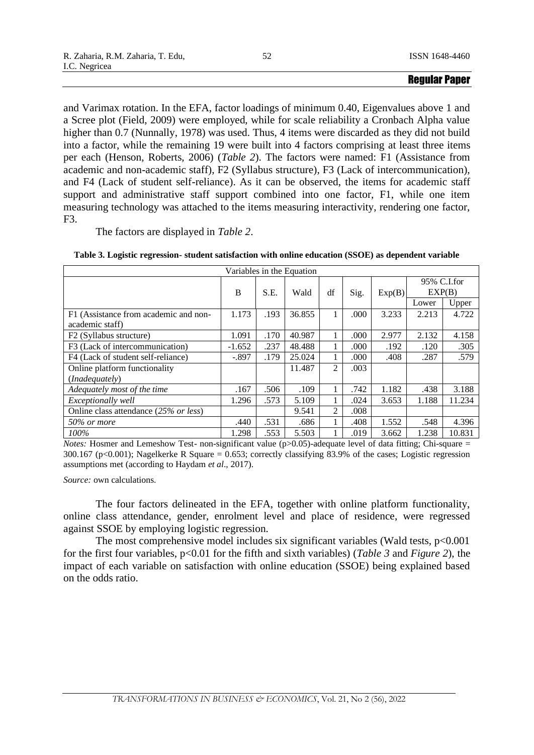and Varimax rotation. In the EFA, factor loadings of minimum 0.40, Eigenvalues above 1 and a Scree plot (Field, 2009) were employed, while for scale reliability a Cronbach Alpha value higher than 0.7 (Nunnally, 1978) was used. Thus, 4 items were discarded as they did not build into a factor, while the remaining 19 were built into 4 factors comprising at least three items per each (Henson, Roberts, 2006) (*Table 2*). The factors were named: F1 (Assistance from academic and non-academic staff), F2 (Syllabus structure), F3 (Lack of intercommunication), and F4 (Lack of student self-reliance). As it can be observed, the items for academic staff support and administrative staff support combined into one factor, F1, while one item measuring technology was attached to the items measuring interactivity, rendering one factor, F3.

The factors are displayed in *Table 2*.

**Table 3. Logistic regression- student satisfaction with online education (SSOE) as dependent variable**

| Variables in the Equation | | | | | | | | |
|---|---|---|---|---|---|---|---|---|
| | B | S.E. | Wald | df | Sig. | Exp(B) | 95% C.I.for EXP(B) | |
| | | | | | | | Lower | Upper |
| F1 (Assistance from academic and non-academic staff) | 1.173 | .193 | 36.855 | 1 | .000 | 3.233 | 2.213 | 4.722 |
| F2 (Syllabus structure) | 1.091 | .170 | 40.987 | 1 | .000 | 2.977 | 2.132 | 4.158 |
| F3 (Lack of intercommunication) | -1.652 | .237 | 48.488 | 1 | .000 | .192 | .120 | .305 |
| F4 (Lack of student self-reliance) | -.897 | .179 | 25.024 | 1 | .000 | .408 | .287 | .579 |
| Online platform functionality (*Inadequately*) | | | 11.487 | 2 | .003 | | | |
| *Adequately most of the time* | .167 | .506 | .109 | 1 | .742 | 1.182 | .438 | 3.188 |
| *Exceptionally well* | 1.296 | .573 | 5.109 | 1 | .024 | 3.653 | 1.188 | 11.234 |
| Online class attendance (*25% or less*) | | | 9.541 | 2 | .008 | | | |
| *50% or more* | .440 | .531 | .686 | 1 | .408 | 1.552 | .548 | 4.396 |
| *100%* | 1.298 | .553 | 5.503 | 1 | .019 | 3.662 | 1.238 | 10.831 |

*Notes:* Hosmer and Lemeshow Test- non-significant value ($p>0.05$)-adequate level of data fitting; Chi-square = 300.167 ($p<0.001$); Nagelkerke R Square = 0.653; correctly classifying 83.9% of the cases; Logistic regression assumptions met (according to Haydam *et al*., 2017).

*Source:* own calculations.

The four factors delineated in the EFA, together with online platform functionality, online class attendance, gender, enrolment level and place of residence, were regressed against SSOE by employing logistic regression.

The most comprehensive model includes six significant variables (Wald tests, $p<0.001$ for the first four variables, $p<0.01$ for the fifth and sixth variables) (*Table 3* and *Figure 2*), the impact of each variable on satisfaction with online education (SSOE) being explained based on the odds ratio.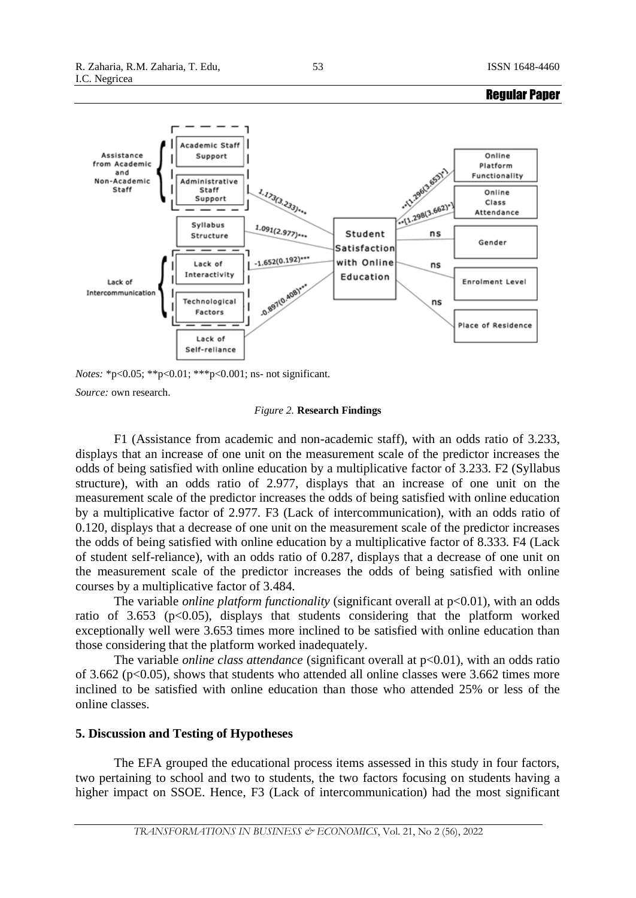*Notes:* *p<0.05; **p<0.01; ***p<0.001; ns- not significant.

*Source:* own research.

*Figure 2.* **Research Findings**

F1 (Assistance from academic and non-academic staff), with an odds ratio of 3.233, displays that an increase of one unit on the measurement scale of the predictor increases the odds of being satisfied with online education by a multiplicative factor of 3.233. F2 (Syllabus structure), with an odds ratio of 2.977, displays that an increase of one unit on the measurement scale of the predictor increases the odds of being satisfied with online education by a multiplicative factor of 2.977. F3 (Lack of intercommunication), with an odds ratio of 0.120, displays that a decrease of one unit on the measurement scale of the predictor increases the odds of being satisfied with online education by a multiplicative factor of 8.333. F4 (Lack of student self-reliance), with an odds ratio of 0.287, displays that a decrease of one unit on the measurement scale of the predictor increases the odds of being satisfied with online courses by a multiplicative factor of 3.484.

The variable *online platform functionality* (significant overall at $p<0.01$), with an odds ratio of 3.653 ($p<0.05$), displays that students considering that the platform worked exceptionally well were 3.653 times more inclined to be satisfied with online education than those considering that the platform worked inadequately.

The variable *online class attendance* (significant overall at $p<0.01$), with an odds ratio of 3.662 ($p<0.05$), shows that students who attended all online classes were 3.662 times more inclined to be satisfied with online education than those who attended 25% or less of the online classes.

## 5. Discussion and Testing of Hypotheses

The EFA grouped the educational process items assessed in this study in four factors, two pertaining to school and two to students, the two factors focusing on students having a higher impact on SSOE. Hence, F3 (Lack of intercommunication) had the most significant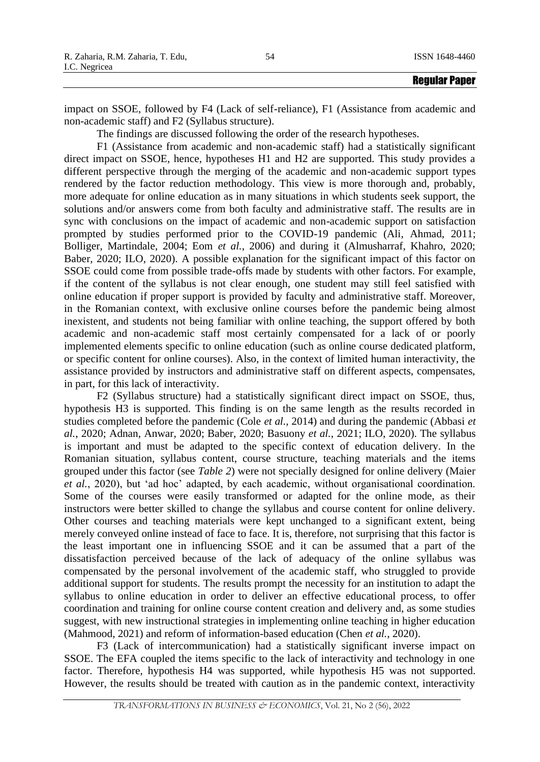impact on SSOE, followed by F4 (Lack of self-reliance), F1 (Assistance from academic and non-academic staff) and F2 (Syllabus structure).

The findings are discussed following the order of the research hypotheses.

F1 (Assistance from academic and non-academic staff) had a statistically significant direct impact on SSOE, hence, hypotheses H1 and H2 are supported. This study provides a different perspective through the merging of the academic and non-academic support types rendered by the factor reduction methodology. This view is more thorough and, probably, more adequate for online education as in many situations in which students seek support, the solutions and/or answers come from both faculty and administrative staff. The results are in sync with conclusions on the impact of academic and non-academic support on satisfaction prompted by studies performed prior to the COVID-19 pandemic (Ali, Ahmad, 2011; Bolliger, Martindale, 2004; Eom *et al.*, 2006) and during it (Almusharraf, Khahro, 2020; Baber, 2020; ILO, 2020). A possible explanation for the significant impact of this factor on SSOE could come from possible trade-offs made by students with other factors. For example, if the content of the syllabus is not clear enough, one student may still feel satisfied with online education if proper support is provided by faculty and administrative staff. Moreover, in the Romanian context, with exclusive online courses before the pandemic being almost inexistent, and students not being familiar with online teaching, the support offered by both academic and non-academic staff most certainly compensated for a lack of or poorly implemented elements specific to online education (such as online course dedicated platform, or specific content for online courses). Also, in the context of limited human interactivity, the assistance provided by instructors and administrative staff on different aspects, compensates, in part, for this lack of interactivity.

F2 (Syllabus structure) had a statistically significant direct impact on SSOE, thus, hypothesis H3 is supported. This finding is on the same length as the results recorded in studies completed before the pandemic (Cole *et al.*, 2014) and during the pandemic (Abbasi *et al.*, 2020; Adnan, Anwar, 2020; Baber, 2020; Basuony *et al.*, 2021; ILO, 2020). The syllabus is important and must be adapted to the specific context of education delivery. In the Romanian situation, syllabus content, course structure, teaching materials and the items grouped under this factor (see *Table 2*) were not specially designed for online delivery (Maier *et al.*, 2020), but 'ad hoc' adapted, by each academic, without organisational coordination. Some of the courses were easily transformed or adapted for the online mode, as their instructors were better skilled to change the syllabus and course content for online delivery. Other courses and teaching materials were kept unchanged to a significant extent, being merely conveyed online instead of face to face. It is, therefore, not surprising that this factor is the least important one in influencing SSOE and it can be assumed that a part of the dissatisfaction perceived because of the lack of adequacy of the online syllabus was compensated by the personal involvement of the academic staff, who struggled to provide additional support for students. The results prompt the necessity for an institution to adapt the syllabus to online education in order to deliver an effective educational process, to offer coordination and training for online course content creation and delivery and, as some studies suggest, with new instructional strategies in implementing online teaching in higher education (Mahmood, 2021) and reform of information-based education (Chen *et al.*, 2020).

F3 (Lack of intercommunication) had a statistically significant inverse impact on SSOE. The EFA coupled the items specific to the lack of interactivity and technology in one factor. Therefore, hypothesis H4 was supported, while hypothesis H5 was not supported. However, the results should be treated with caution as in the pandemic context, interactivity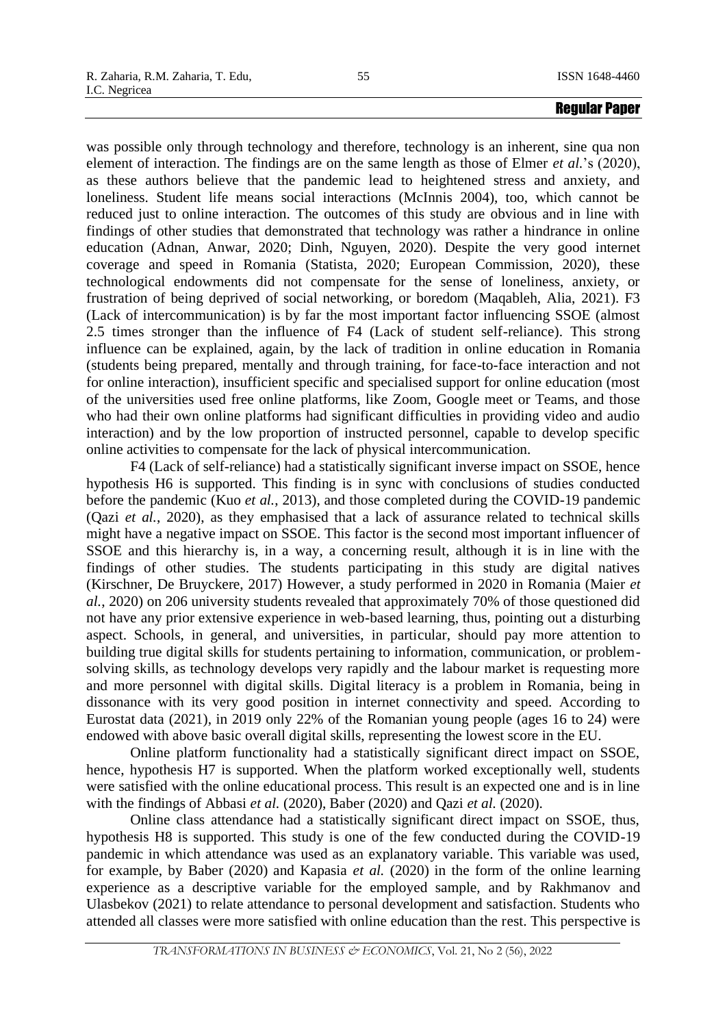was possible only through technology and therefore, technology is an inherent, sine qua non element of interaction. The findings are on the same length as those of Elmer *et al.*'s (2020), as these authors believe that the pandemic lead to heightened stress and anxiety, and loneliness. Student life means social interactions (McInnis 2004), too, which cannot be reduced just to online interaction. The outcomes of this study are obvious and in line with findings of other studies that demonstrated that technology was rather a hindrance in online education (Adnan, Anwar, 2020; Dinh, Nguyen, 2020). Despite the very good internet coverage and speed in Romania (Statista, 2020; European Commission, 2020), these technological endowments did not compensate for the sense of loneliness, anxiety, or frustration of being deprived of social networking, or boredom (Maqableh, Alia, 2021). F3 (Lack of intercommunication) is by far the most important factor influencing SSOE (almost 2.5 times stronger than the influence of F4 (Lack of student self-reliance). This strong influence can be explained, again, by the lack of tradition in online education in Romania (students being prepared, mentally and through training, for face-to-face interaction and not for online interaction), insufficient specific and specialised support for online education (most of the universities used free online platforms, like Zoom, Google meet or Teams, and those who had their own online platforms had significant difficulties in providing video and audio interaction) and by the low proportion of instructed personnel, capable to develop specific online activities to compensate for the lack of physical intercommunication.

F4 (Lack of self-reliance) had a statistically significant inverse impact on SSOE, hence hypothesis H6 is supported. This finding is in sync with conclusions of studies conducted before the pandemic (Kuo *et al.*, 2013), and those completed during the COVID-19 pandemic (Qazi *et al.*, 2020), as they emphasised that a lack of assurance related to technical skills might have a negative impact on SSOE. This factor is the second most important influencer of SSOE and this hierarchy is, in a way, a concerning result, although it is in line with the findings of other studies. The students participating in this study are digital natives (Kirschner, De Bruyckere, 2017) However, a study performed in 2020 in Romania (Maier *et al.*, 2020) on 206 university students revealed that approximately 70% of those questioned did not have any prior extensive experience in web-based learning, thus, pointing out a disturbing aspect. Schools, in general, and universities, in particular, should pay more attention to building true digital skills for students pertaining to information, communication, or problem-solving skills, as technology develops very rapidly and the labour market is requesting more and more personnel with digital skills. Digital literacy is a problem in Romania, being in dissonance with its very good position in internet connectivity and speed. According to Eurostat data (2021), in 2019 only 22% of the Romanian young people (ages 16 to 24) were endowed with above basic overall digital skills, representing the lowest score in the EU.

Online platform functionality had a statistically significant direct impact on SSOE, hence, hypothesis H7 is supported. When the platform worked exceptionally well, students were satisfied with the online educational process. This result is an expected one and is in line with the findings of Abbasi *et al.* (2020), Baber (2020) and Qazi *et al.* (2020).

Online class attendance had a statistically significant direct impact on SSOE, thus, hypothesis H8 is supported. This study is one of the few conducted during the COVID-19 pandemic in which attendance was used as an explanatory variable. This variable was used, for example, by Baber (2020) and Kapasia *et al.* (2020) in the form of the online learning experience as a descriptive variable for the employed sample, and by Rakhmanov and Ulasbekov (2021) to relate attendance to personal development and satisfaction. Students who attended all classes were more satisfied with online education than the rest. This perspective is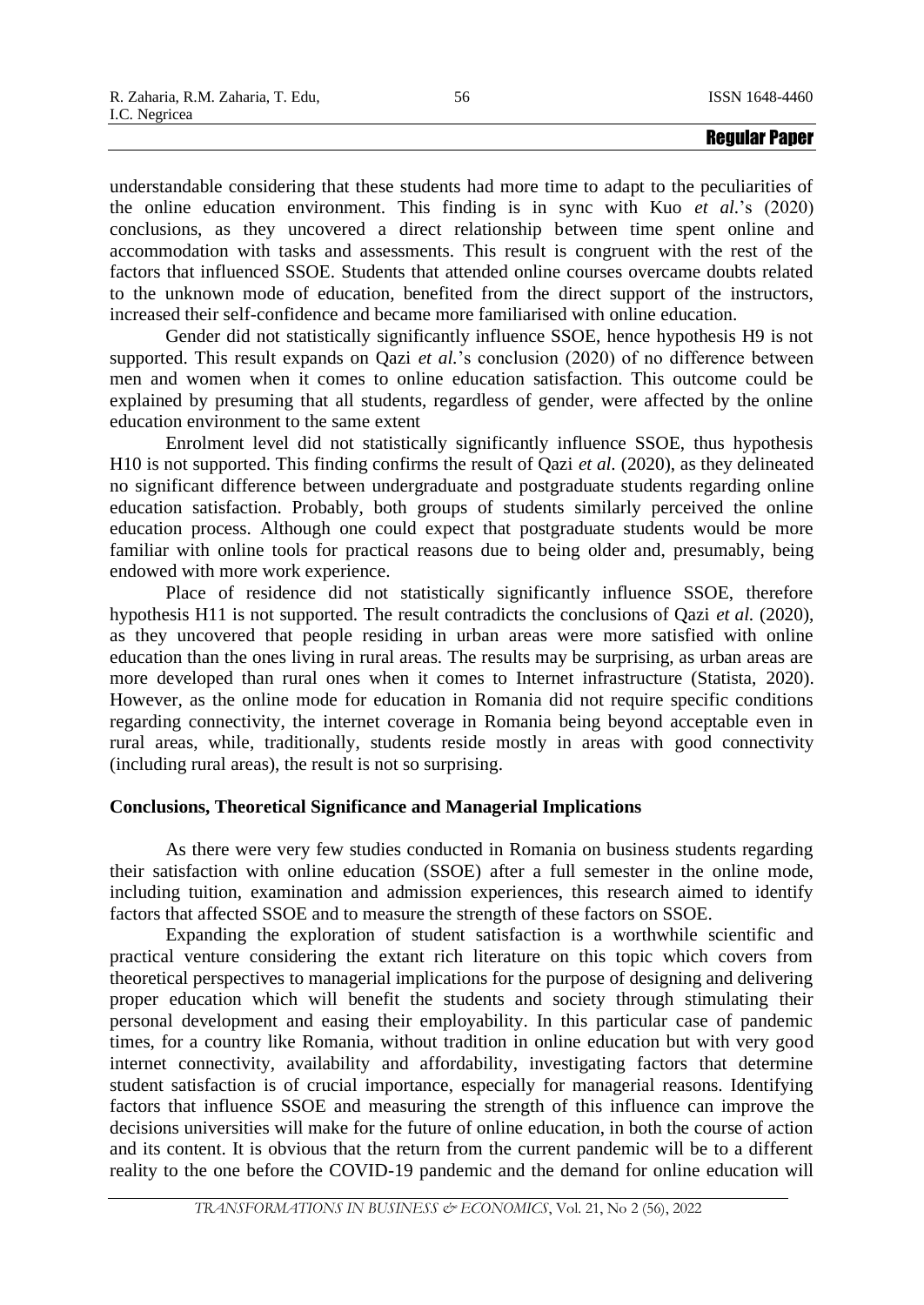understandable considering that these students had more time to adapt to the peculiarities of the online education environment. This finding is in sync with Kuo *et al.*'s (2020) conclusions, as they uncovered a direct relationship between time spent online and accommodation with tasks and assessments. This result is congruent with the rest of the factors that influenced SSOE. Students that attended online courses overcame doubts related to the unknown mode of education, benefited from the direct support of the instructors, increased their self-confidence and became more familiarised with online education.

Gender did not statistically significantly influence SSOE, hence hypothesis H9 is not supported. This result expands on Qazi *et al.*'s conclusion (2020) of no difference between men and women when it comes to online education satisfaction. This outcome could be explained by presuming that all students, regardless of gender, were affected by the online education environment to the same extent

Enrolment level did not statistically significantly influence SSOE, thus hypothesis H10 is not supported. This finding confirms the result of Qazi *et al.* (2020), as they delineated no significant difference between undergraduate and postgraduate students regarding online education satisfaction. Probably, both groups of students similarly perceived the online education process. Although one could expect that postgraduate students would be more familiar with online tools for practical reasons due to being older and, presumably, being endowed with more work experience.

Place of residence did not statistically significantly influence SSOE, therefore hypothesis H11 is not supported. The result contradicts the conclusions of Qazi *et al.* (2020), as they uncovered that people residing in urban areas were more satisfied with online education than the ones living in rural areas. The results may be surprising, as urban areas are more developed than rural ones when it comes to Internet infrastructure (Statista, 2020). However, as the online mode for education in Romania did not require specific conditions regarding connectivity, the internet coverage in Romania being beyond acceptable even in rural areas, while, traditionally, students reside mostly in areas with good connectivity (including rural areas), the result is not so surprising.

## Conclusions, Theoretical Significance and Managerial Implications

As there were very few studies conducted in Romania on business students regarding their satisfaction with online education (SSOE) after a full semester in the online mode, including tuition, examination and admission experiences, this research aimed to identify factors that affected SSOE and to measure the strength of these factors on SSOE.

Expanding the exploration of student satisfaction is a worthwhile scientific and practical venture considering the extant rich literature on this topic which covers from theoretical perspectives to managerial implications for the purpose of designing and delivering proper education which will benefit the students and society through stimulating their personal development and easing their employability. In this particular case of pandemic times, for a country like Romania, without tradition in online education but with very good internet connectivity, availability and affordability, investigating factors that determine student satisfaction is of crucial importance, especially for managerial reasons. Identifying factors that influence SSOE and measuring the strength of this influence can improve the decisions universities will make for the future of online education, in both the course of action and its content. It is obvious that the return from the current pandemic will be to a different reality to the one before the COVID-19 pandemic and the demand for online education will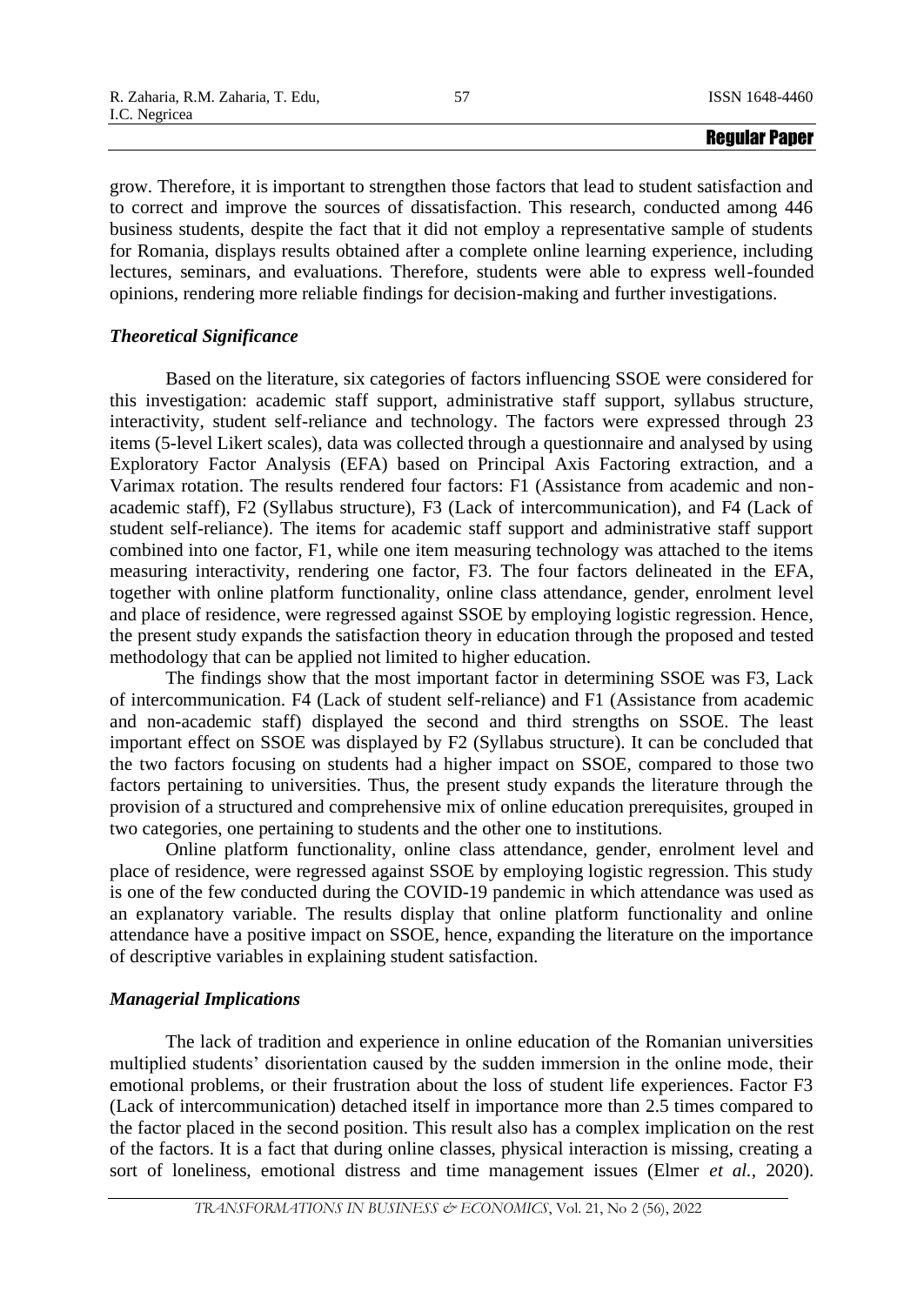grow. Therefore, it is important to strengthen those factors that lead to student satisfaction and to correct and improve the sources of dissatisfaction. This research, conducted among 446 business students, despite the fact that it did not employ a representative sample of students for Romania, displays results obtained after a complete online learning experience, including lectures, seminars, and evaluations. Therefore, students were able to express well-founded opinions, rendering more reliable findings for decision-making and further investigations.

### *Theoretical Significance*

Based on the literature, six categories of factors influencing SSOE were considered for this investigation: academic staff support, administrative staff support, syllabus structure, interactivity, student self-reliance and technology. The factors were expressed through 23 items (5-level Likert scales), data was collected through a questionnaire and analysed by using Exploratory Factor Analysis (EFA) based on Principal Axis Factoring extraction, and a Varimax rotation. The results rendered four factors: F1 (Assistance from academic and non-academic staff), F2 (Syllabus structure), F3 (Lack of intercommunication), and F4 (Lack of student self-reliance). The items for academic staff support and administrative staff support combined into one factor, F1, while one item measuring technology was attached to the items measuring interactivity, rendering one factor, F3. The four factors delineated in the EFA, together with online platform functionality, online class attendance, gender, enrolment level and place of residence, were regressed against SSOE by employing logistic regression. Hence, the present study expands the satisfaction theory in education through the proposed and tested methodology that can be applied not limited to higher education.

The findings show that the most important factor in determining SSOE was F3, Lack of intercommunication. F4 (Lack of student self-reliance) and F1 (Assistance from academic and non-academic staff) displayed the second and third strengths on SSOE. The least important effect on SSOE was displayed by F2 (Syllabus structure). It can be concluded that the two factors focusing on students had a higher impact on SSOE, compared to those two factors pertaining to universities. Thus, the present study expands the literature through the provision of a structured and comprehensive mix of online education prerequisites, grouped in two categories, one pertaining to students and the other one to institutions.

Online platform functionality, online class attendance, gender, enrolment level and place of residence, were regressed against SSOE by employing logistic regression. This study is one of the few conducted during the COVID-19 pandemic in which attendance was used as an explanatory variable. The results display that online platform functionality and online attendance have a positive impact on SSOE, hence, expanding the literature on the importance of descriptive variables in explaining student satisfaction.

### *Managerial Implications*

The lack of tradition and experience in online education of the Romanian universities multiplied students' disorientation caused by the sudden immersion in the online mode, their emotional problems, or their frustration about the loss of student life experiences. Factor F3 (Lack of intercommunication) detached itself in importance more than 2.5 times compared to the factor placed in the second position. This result also has a complex implication on the rest of the factors. It is a fact that during online classes, physical interaction is missing, creating a sort of loneliness, emotional distress and time management issues (Elmer *et al.*, 2020).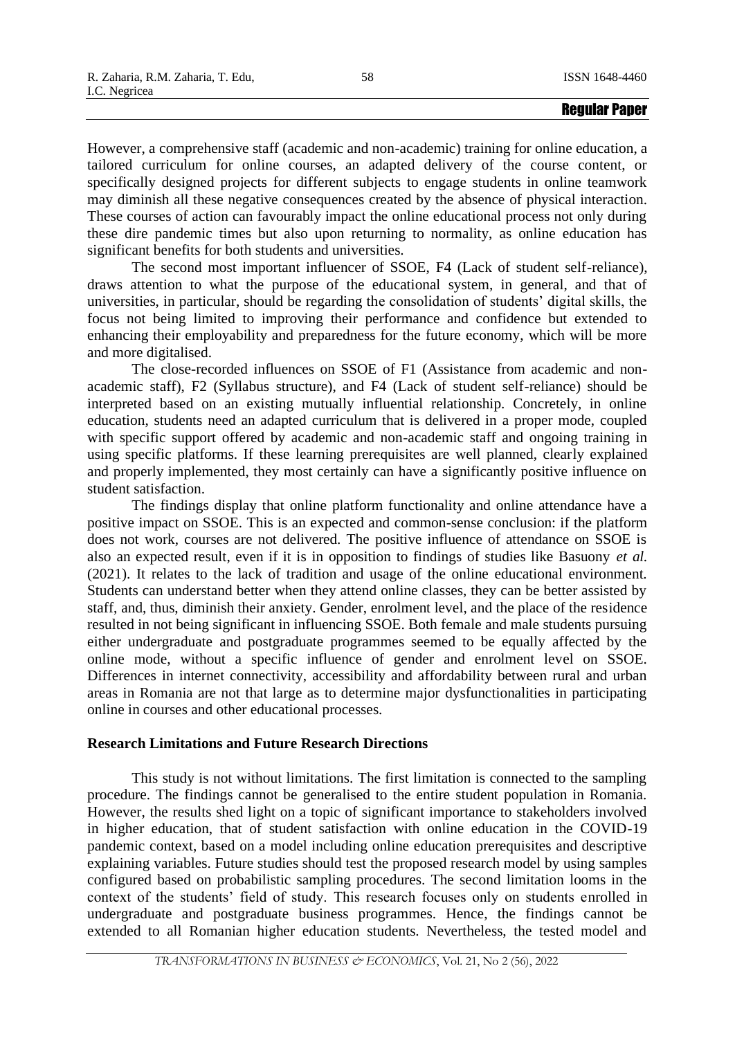However, a comprehensive staff (academic and non-academic) training for online education, a tailored curriculum for online courses, an adapted delivery of the course content, or specifically designed projects for different subjects to engage students in online teamwork may diminish all these negative consequences created by the absence of physical interaction. These courses of action can favourably impact the online educational process not only during these dire pandemic times but also upon returning to normality, as online education has significant benefits for both students and universities.

The second most important influencer of SSOE, F4 (Lack of student self-reliance), draws attention to what the purpose of the educational system, in general, and that of universities, in particular, should be regarding the consolidation of students' digital skills, the focus not being limited to improving their performance and confidence but extended to enhancing their employability and preparedness for the future economy, which will be more and more digitalised.

The close-recorded influences on SSOE of F1 (Assistance from academic and non-academic staff), F2 (Syllabus structure), and F4 (Lack of student self-reliance) should be interpreted based on an existing mutually influential relationship. Concretely, in online education, students need an adapted curriculum that is delivered in a proper mode, coupled with specific support offered by academic and non-academic staff and ongoing training in using specific platforms. If these learning prerequisites are well planned, clearly explained and properly implemented, they most certainly can have a significantly positive influence on student satisfaction.

The findings display that online platform functionality and online attendance have a positive impact on SSOE. This is an expected and common-sense conclusion: if the platform does not work, courses are not delivered. The positive influence of attendance on SSOE is also an expected result, even if it is in opposition to findings of studies like Basuony *et al.* (2021). It relates to the lack of tradition and usage of the online educational environment. Students can understand better when they attend online classes, they can be better assisted by staff, and, thus, diminish their anxiety. Gender, enrolment level, and the place of the residence resulted in not being significant in influencing SSOE. Both female and male students pursuing either undergraduate and postgraduate programmes seemed to be equally affected by the online mode, without a specific influence of gender and enrolment level on SSOE. Differences in internet connectivity, accessibility and affordability between rural and urban areas in Romania are not that large as to determine major dysfunctionalities in participating online in courses and other educational processes.

## Research Limitations and Future Research Directions

This study is not without limitations. The first limitation is connected to the sampling procedure. The findings cannot be generalised to the entire student population in Romania. However, the results shed light on a topic of significant importance to stakeholders involved in higher education, that of student satisfaction with online education in the COVID-19 pandemic context, based on a model including online education prerequisites and descriptive explaining variables. Future studies should test the proposed research model by using samples configured based on probabilistic sampling procedures. The second limitation looms in the context of the students' field of study. This research focuses only on students enrolled in undergraduate and postgraduate business programmes. Hence, the findings cannot be extended to all Romanian higher education students. Nevertheless, the tested model and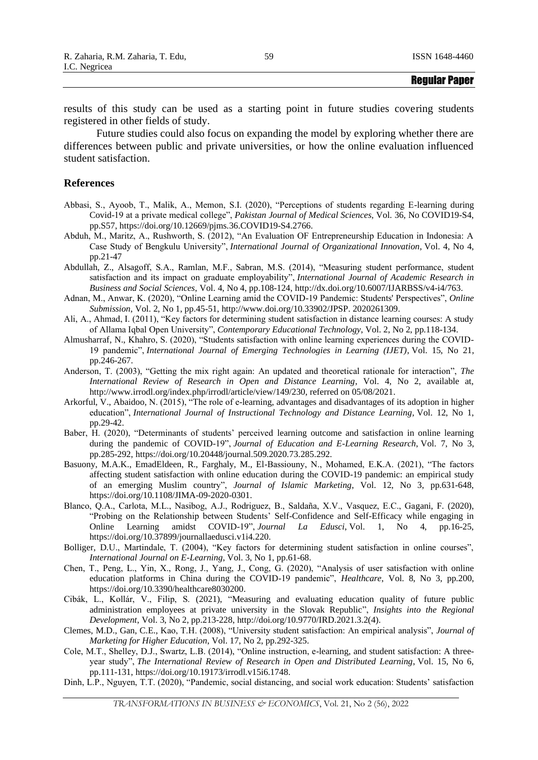results of this study can be used as a starting point in future studies covering students registered in other fields of study.

Future studies could also focus on expanding the model by exploring whether there are differences between public and private universities, or how the online evaluation influenced student satisfaction.

## References

Abbasi, S., Ayoob, T., Malik, A., Memon, S.I. (2020), "Perceptions of students regarding E-learning during Covid-19 at a private medical college", *Pakistan Journal of Medical Sciences*, Vol. 36, No COVID19-S4, pp.S57, https://doi.org/10.12669/pjms.36.COVID19-S4.2766.

Abduh, M., Maritz, A., Rushworth, S. (2012), "An Evaluation OF Entrepreneurship Education in Indonesia: A Case Study of Bengkulu University", *International Journal of Organizational Innovation*, Vol. 4, No 4, pp.21-47

Abdullah, Z., Alsagoff, S.A., Ramlan, M.F., Sabran, M.S. (2014), "Measuring student performance, student satisfaction and its impact on graduate employability", *International Journal of Academic Research in Business and Social Sciences*, Vol. 4, No 4, pp.108-124, http://dx.doi.org/10.6007/IJARBSS/v4-i4/763.

Adnan, M., Anwar, K. (2020), "Online Learning amid the COVID-19 Pandemic: Students' Perspectives", *Online Submission*, Vol. 2, No 1, pp.45-51, http://www.doi.org/10.33902/JPSP. 2020261309.

Ali, A., Ahmad, I. (2011), "Key factors for determining student satisfaction in distance learning courses: A study of Allama Iqbal Open University", *Contemporary Educational Technology*, Vol. 2, No 2, pp.118-134.

Almusharraf, N., Khahro, S. (2020), "Students satisfaction with online learning experiences during the COVID-19 pandemic", *International Journal of Emerging Technologies in Learning (IJET)*, Vol. 15, No 21, pp.246-267.

Anderson, T. (2003), "Getting the mix right again: An updated and theoretical rationale for interaction", *The International Review of Research in Open and Distance Learning*, Vol. 4, No 2, available at, http://www.irrodl.org/index.php/irrodl/article/view/149/230, referred on 05/08/2021.

Arkorful, V., Abaidoo, N. (2015), "The role of e-learning, advantages and disadvantages of its adoption in higher education", *International Journal of Instructional Technology and Distance Learning*, Vol. 12, No 1, pp.29-42.

Baber, H. (2020), "Determinants of students' perceived learning outcome and satisfaction in online learning during the pandemic of COVID-19", *Journal of Education and E-Learning Research*, Vol. 7, No 3, pp.285-292, https://doi.org/10.20448/journal.509.2020.73.285.292.

Basuony, M.A.K., EmadEldeen, R., Farghaly, M., El-Bassiouny, N., Mohamed, E.K.A. (2021), "The factors affecting student satisfaction with online education during the COVID-19 pandemic: an empirical study of an emerging Muslim country", *Journal of Islamic Marketing*, Vol. 12, No 3, pp.631-648, https://doi.org/10.1108/JIMA-09-2020-0301.

Blanco, Q.A., Carlota, M.L., Nasibog, A.J., Rodriguez, B., Saldaña, X.V., Vasquez, E.C., Gagani, F. (2020), "Probing on the Relationship between Students' Self-Confidence and Self-Efficacy while engaging in Online Learning amidst COVID-19", *Journal La Edusci*, Vol. 1, No 4, pp.16-25, https://doi.org/10.37899/journallaedusci.v1i4.220.

Bolliger, D.U., Martindale, T. (2004), "Key factors for determining student satisfaction in online courses", *International Journal on E-Learning*, Vol. 3, No 1, pp.61-68.

Chen, T., Peng, L., Yin, X., Rong, J., Yang, J., Cong, G. (2020), "Analysis of user satisfaction with online education platforms in China during the COVID-19 pandemic", *Healthcare*, Vol. 8, No 3, pp.200, https://doi.org/10.3390/healthcare8030200.

Cibák, L., Kollár, V., Filip, S. (2021), "Measuring and evaluating education quality of future public administration employees at private university in the Slovak Republic", *Insights into the Regional Development*, Vol. 3, No 2, pp.213-228, http://doi.org/10.9770/IRD.2021.3.2(4).

Clemes, M.D., Gan, C.E., Kao, T.H. (2008), "University student satisfaction: An empirical analysis", *Journal of Marketing for Higher Education*, Vol. 17, No 2, pp.292-325.

Cole, M.T., Shelley, D.J., Swartz, L.B. (2014), "Online instruction, e-learning, and student satisfaction: A three-year study", *The International Review of Research in Open and Distributed Learning*, Vol. 15, No 6, pp.111-131, https://doi.org/10.19173/irrodl.v15i6.1748.

Dinh, L.P., Nguyen, T.T. (2020), "Pandemic, social distancing, and social work education: Students' satisfaction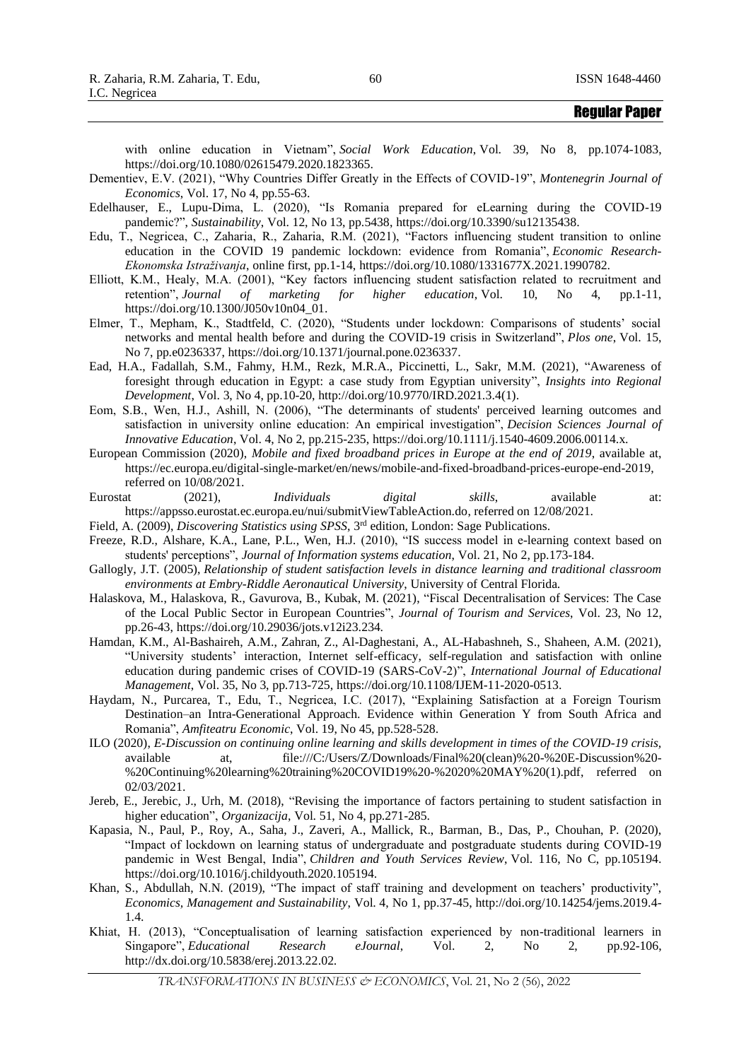with online education in Vietnam", *Social Work Education*, Vol. 39, No 8, pp.1074-1083, https://doi.org/10.1080/02615479.2020.1823365.

Dementiev, E.V. (2021), "Why Countries Differ Greatly in the Effects of COVID-19", *Montenegrin Journal of Economics*, Vol. 17, No 4, pp.55-63.

Edelhauser, E., Lupu-Dima, L. (2020), "Is Romania prepared for eLearning during the COVID-19 pandemic?", *Sustainability*, Vol. 12, No 13, pp.5438, https://doi.org/10.3390/su12135438.

Edu, T., Negricea, C., Zaharia, R., Zaharia, R.M. (2021), "Factors influencing student transition to online education in the COVID 19 pandemic lockdown: evidence from Romania", *Economic Research-Ekonomska Istraživanja*, online first, pp.1-14, https://doi.org/10.1080/1331677X.2021.1990782.

Elliott, K.M., Healy, M.A. (2001), "Key factors influencing student satisfaction related to recruitment and retention", *Journal of marketing for higher education*, Vol. 10, No 4, pp.1-11, https://doi.org/10.1300/J050v10n04_01.

Elmer, T., Mepham, K., Stadtfeld, C. (2020), "Students under lockdown: Comparisons of students' social networks and mental health before and during the COVID-19 crisis in Switzerland", *Plos one*, Vol. 15, No 7, pp.e0236337, https://doi.org/10.1371/journal.pone.0236337.

Ead, H.A., Fadallah, S.M., Fahmy, H.M., Rezk, M.R.A., Piccinetti, L., Sakr, M.M. (2021), "Awareness of foresight through education in Egypt: a case study from Egyptian university", *Insights into Regional Development*, Vol. 3, No 4, pp.10-20, http://doi.org/10.9770/IRD.2021.3.4(1).

Eom, S.B., Wen, H.J., Ashill, N. (2006), "The determinants of students' perceived learning outcomes and satisfaction in university online education: An empirical investigation", *Decision Sciences Journal of Innovative Education*, Vol. 4, No 2, pp.215-235, https://doi.org/10.1111/j.1540-4609.2006.00114.x.

European Commission (2020), *Mobile and fixed broadband prices in Europe at the end of 2019*, available at, https://ec.europa.eu/digital-single-market/en/news/mobile-and-fixed-broadband-prices-europe-end-2019, referred on 10/08/2021.

Eurostat (2021), *Individuals digital skills*, available at: https://appsso.eurostat.ec.europa.eu/nui/submitViewTableAction.do, referred on 12/08/2021.

Field, A. (2009), *Discovering Statistics using SPSS*, 3rd edition, London: Sage Publications.

Freeze, R.D., Alshare, K.A., Lane, P.L., Wen, H.J. (2010), "IS success model in e-learning context based on students' perceptions", *Journal of Information systems education*, Vol. 21, No 2, pp.173-184.

Gallogly, J.T. (2005), *Relationship of student satisfaction levels in distance learning and traditional classroom environments at Embry-Riddle Aeronautical University*, University of Central Florida.

Halaskova, M., Halaskova, R., Gavurova, B., Kubak, M. (2021), "Fiscal Decentralisation of Services: The Case of the Local Public Sector in European Countries", *Journal of Tourism and Services*, Vol. 23, No 12, pp.26-43, https://doi.org/10.29036/jots.v12i23.234.

Hamdan, K.M., Al-Bashaireh, A.M., Zahran, Z., Al-Daghestani, A., AL-Habashneh, S., Shaheen, A.M. (2021), "University students' interaction, Internet self-efficacy, self-regulation and satisfaction with online education during pandemic crises of COVID-19 (SARS-CoV-2)", *International Journal of Educational Management*, Vol. 35, No 3, pp.713-725, https://doi.org/10.1108/IJEM-11-2020-0513.

Haydam, N., Purcarea, T., Edu, T., Negricea, I.C. (2017), "Explaining Satisfaction at a Foreign Tourism Destination–an Intra-Generational Approach. Evidence within Generation Y from South Africa and Romania", *Amfiteatru Economic*, Vol. 19, No 45, pp.528-528.

ILO (2020), *E-Discussion on continuing online learning and skills development in times of the COVID-19 crisis*, available at, file:///C:/Users/Z/Downloads/Final%20(clean)%20-%20E-Discussion%20-%20Continuing%20learning%20training%20COVID19%20-%2020%20MAY%20(1).pdf, referred on 02/03/2021.

Jereb, E., Jerebic, J., Urh, M. (2018), "Revising the importance of factors pertaining to student satisfaction in higher education", *Organizacija*, Vol. 51, No 4, pp.271-285.

Kapasia, N., Paul, P., Roy, A., Saha, J., Zaveri, A., Mallick, R., Barman, B., Das, P., Chouhan, P. (2020), "Impact of lockdown on learning status of undergraduate and postgraduate students during COVID-19 pandemic in West Bengal, India", *Children and Youth Services Review*, Vol. 116, No C, pp.105194. https://doi.org/10.1016/j.childyouth.2020.105194.

Khan, S., Abdullah, N.N. (2019), "The impact of staff training and development on teachers' productivity", *Economics, Management and Sustainability*, Vol. 4, No 1, pp.37-45, http://doi.org/10.14254/jems.2019.4-1.4.

Khiat, H. (2013), "Conceptualisation of learning satisfaction experienced by non-traditional learners in Singapore", *Educational Research eJournal*, Vol. 2, No 2, pp.92-106, http://dx.doi.org/10.5838/erej.2013.22.02.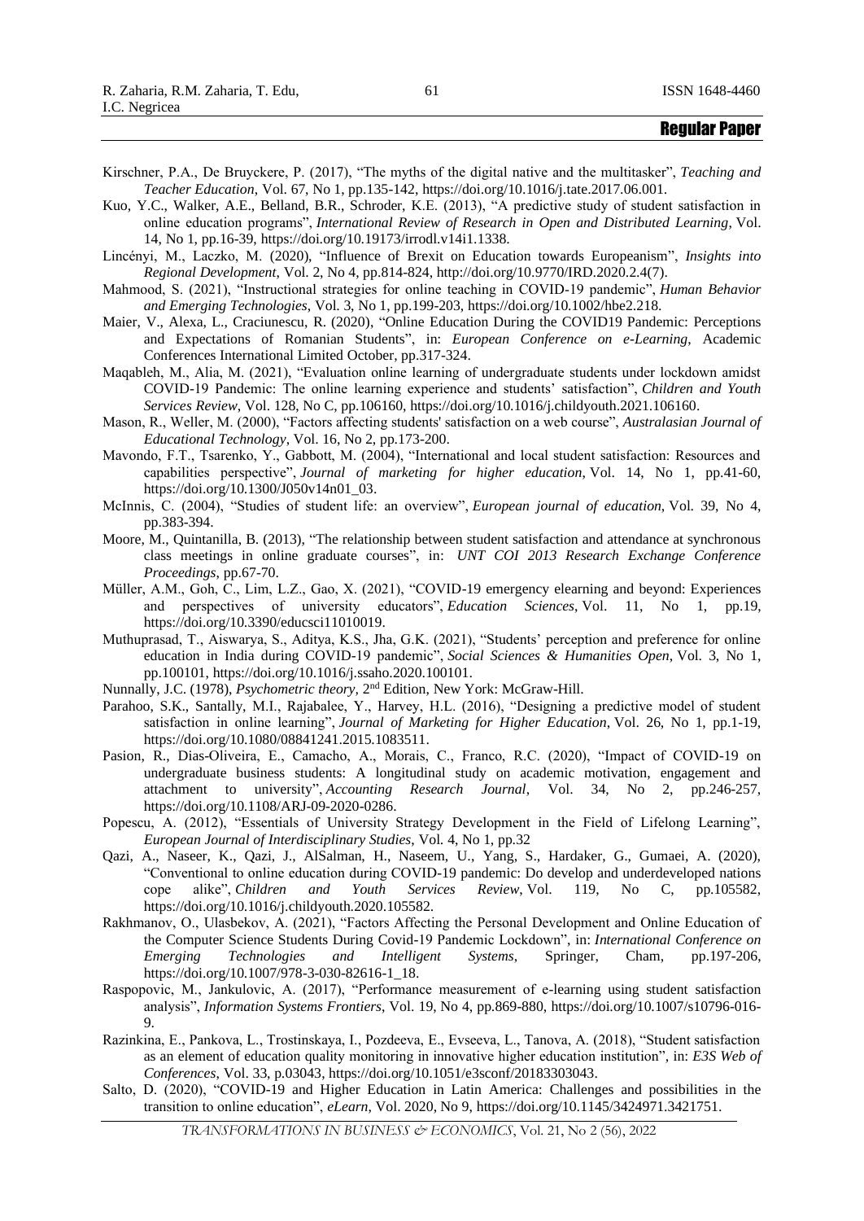Kirschner, P.A., De Bruyckere, P. (2017), "The myths of the digital native and the multitasker", *Teaching and Teacher Education*, Vol. 67, No 1, pp.135-142, https://doi.org/10.1016/j.tate.2017.06.001.

Kuo, Y.C., Walker, A.E., Belland, B.R., Schroder, K.E. (2013), "A predictive study of student satisfaction in online education programs", *International Review of Research in Open and Distributed Learning*, Vol. 14, No 1, pp.16-39, https://doi.org/10.19173/irrodl.v14i1.1338.

Lincényi, M., Laczko, M. (2020), "Influence of Brexit on Education towards Europeanism", *Insights into Regional Development*, Vol. 2, No 4, pp.814-824, http://doi.org/10.9770/IRD.2020.2.4(7).

Mahmood, S. (2021), "Instructional strategies for online teaching in COVID-19 pandemic", *Human Behavior and Emerging Technologies*, Vol. 3, No 1, pp.199-203, https://doi.org/10.1002/hbe2.218.

Maier, V., Alexa, L., Craciunescu, R. (2020), "Online Education During the COVID19 Pandemic: Perceptions and Expectations of Romanian Students", in: *European Conference on e-Learning*, Academic Conferences International Limited October, pp.317-324.

Maqableh, M., Alia, M. (2021), "Evaluation online learning of undergraduate students under lockdown amidst COVID-19 Pandemic: The online learning experience and students' satisfaction", *Children and Youth Services Review*, Vol. 128, No C, pp.106160, https://doi.org/10.1016/j.childyouth.2021.106160.

Mason, R., Weller, M. (2000), "Factors affecting students' satisfaction on a web course", *Australasian Journal of Educational Technology*, Vol. 16, No 2, pp.173-200.

Mavondo, F.T., Tsarenko, Y., Gabbott, M. (2004), "International and local student satisfaction: Resources and capabilities perspective", *Journal of marketing for higher education*, Vol. 14, No 1, pp.41-60, https://doi.org/10.1300/J050v14n01_03.

McInnis, C. (2004), "Studies of student life: an overview", *European journal of education*, Vol. 39, No 4, pp.383-394.

Moore, M., Quintanilla, B. (2013), "The relationship between student satisfaction and attendance at synchronous class meetings in online graduate courses", in: *UNT COI 2013 Research Exchange Conference Proceedings*, pp.67-70.

Müller, A.M., Goh, C., Lim, L.Z., Gao, X. (2021), "COVID-19 emergency elearning and beyond: Experiences and perspectives of university educators", *Education Sciences*, Vol. 11, No 1, pp.19, https://doi.org/10.3390/educsci11010019.

Muthuprasad, T., Aiswarya, S., Aditya, K.S., Jha, G.K. (2021), "Students' perception and preference for online education in India during COVID-19 pandemic", *Social Sciences & Humanities Open*, Vol. 3, No 1, pp.100101, https://doi.org/10.1016/j.ssaho.2020.100101.

Nunnally, J.C. (1978), *Psychometric theory*, 2nd Edition, New York: McGraw-Hill.

Parahoo, S.K., Santally, M.I., Rajabalee, Y., Harvey, H.L. (2016), "Designing a predictive model of student satisfaction in online learning", *Journal of Marketing for Higher Education*, Vol. 26, No 1, pp.1-19, https://doi.org/10.1080/08841241.2015.1083511.

Pasion, R., Dias-Oliveira, E., Camacho, A., Morais, C., Franco, R.C. (2020), "Impact of COVID-19 on undergraduate business students: A longitudinal study on academic motivation, engagement and attachment to university", *Accounting Research Journal*, Vol. 34, No 2, pp.246-257, https://doi.org/10.1108/ARJ-09-2020-0286.

Popescu, A. (2012), "Essentials of University Strategy Development in the Field of Lifelong Learning", *European Journal of Interdisciplinary Studies*, Vol. 4, No 1, pp.32

Qazi, A., Naseer, K., Qazi, J., AlSalman, H., Naseem, U., Yang, S., Hardaker, G., Gumaei, A. (2020), "Conventional to online education during COVID-19 pandemic: Do develop and underdeveloped nations cope alike", *Children and Youth Services Review*, Vol. 119, No C, pp.105582, https://doi.org/10.1016/j.childyouth.2020.105582.

Rakhmanov, O., Ulasbekov, A. (2021), "Factors Affecting the Personal Development and Online Education of the Computer Science Students During Covid-19 Pandemic Lockdown", in: *International Conference on Emerging Technologies and Intelligent Systems*, Springer, Cham, pp.197-206, https://doi.org/10.1007/978-3-030-82616-1_18.

Raspopovic, M., Jankulovic, A. (2017), "Performance measurement of e-learning using student satisfaction analysis", *Information Systems Frontiers*, Vol. 19, No 4, pp.869-880, https://doi.org/10.1007/s10796-016-9.

Razinkina, E., Pankova, L., Trostinskaya, I., Pozdeeva, E., Evseeva, L., Tanova, A. (2018), "Student satisfaction as an element of education quality monitoring in innovative higher education institution", in: *E3S Web of Conferences*, Vol. 33, p.03043, https://doi.org/10.1051/e3sconf/20183303043.

Salto, D. (2020), "COVID-19 and Higher Education in Latin America: Challenges and possibilities in the transition to online education", *eLearn*, Vol. 2020, No 9, https://doi.org/10.1145/3424971.3421751.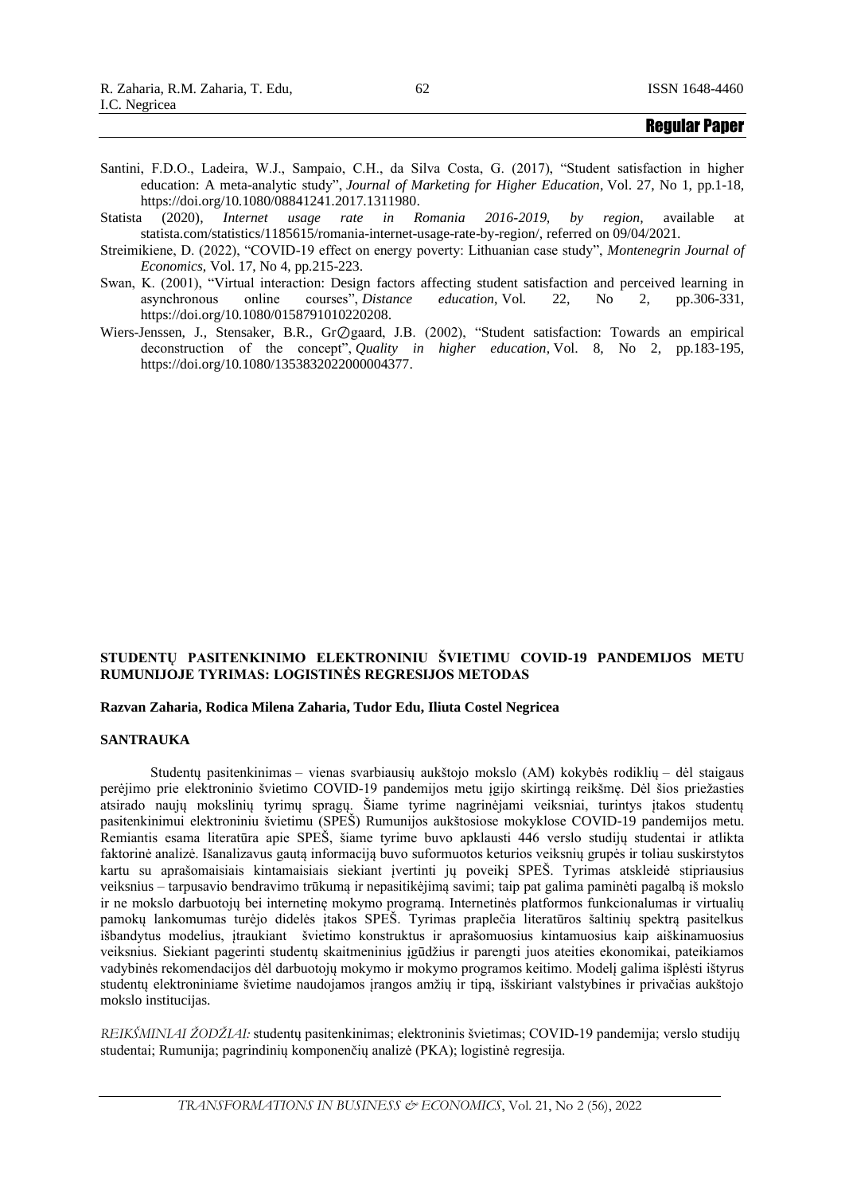Santini, F.D.O., Ladeira, W.J., Sampaio, C.H., da Silva Costa, G. (2017), "Student satisfaction in higher education: A meta-analytic study", *Journal of Marketing for Higher Education*, Vol. 27, No 1, pp.1-18, https://doi.org/10.1080/08841241.2017.1311980.

Statista (2020), *Internet usage rate in Romania 2016-2019, by region,* available at statista.com/statistics/1185615/romania-internet-usage-rate-by-region/, referred on 09/04/2021.

Streimikiene, D. (2022), "COVID-19 effect on energy poverty: Lithuanian case study", *Montenegrin Journal of Economics*, Vol. 17, No 4, pp.215-223.

Swan, K. (2001), "Virtual interaction: Design factors affecting student satisfaction and perceived learning in asynchronous online courses", *Distance education*, Vol. 22, No 2, pp.306-331, https://doi.org/10.1080/0158791010220208.

Wiers-Jenssen, J., Stensaker, B.R., Grøgaard, J.B. (2002), "Student satisfaction: Towards an empirical deconstruction of the concept", *Quality in higher education*, Vol. 8, No 2, pp.183-195, https://doi.org/10.1080/1353832022000004377.

**STUDENTŲ PASITENKINIMO ELEKTRONINIU ŠVIETIMU COVID-19 PANDEMIJOS METU RUMUNIJOJE TYRIMAS: LOGISTINĖS REGRESIJOS METODAS**

**Razvan Zaharia, Rodica Milena Zaharia, Tudor Edu, Iliuta Costel Negricea**

**SANTRAUKA**

Studentų pasitenkinimas – vienas svarbiausių aukštojo mokslo (AM) kokybės rodiklių – dėl staigaus perėjimo prie elektroninio švietimo COVID-19 pandemijos metu įgijo skirtingą reikšmę. Dėl šios priežasties atsirado naujų mokslinių tyrimų spragų. Šiame tyrime nagrinėjami veiksniai, turintys įtakos studentų pasitenkinimui elektroniniu švietimu (SPEŠ) Rumunijos aukštosiose mokyklose COVID-19 pandemijos metu. Remiantis esama literatūra apie SPEŠ, šiame tyrime buvo apklausti 446 verslo studijų studentai ir atlikta faktorinė analizė. Išanalizavus gautą informaciją buvo suformuotos keturios veiksnių grupės ir toliau suskirstytos kartu su aprašomaisiais kintamaisiais siekiant įvertinti jų poveikį SPEŠ. Tyrimas atskleidė stipriausius veiksnius – tarpusavio bendravimo trūkumą ir nepasitikėjimą savimi; taip pat galima paminėti pagalbą iš mokslo ir ne mokslo darbuotojų bei internetinę mokymo programą. Internetinės platformos funkcionalumas ir virtualių pamokų lankomumas turėjo didelės įtakos SPEŠ. Tyrimas praplečia literatūros šaltinių spektrą pasitelkus išbandytus modelius, įtraukiant švietimo konstruktus ir aprašomuosius kintamuosius kaip aiškinamuosius veiksnius. Siekiant pagerinti studentų skaitmeninius įgūdžius ir parengti juos ateities ekonomikai, pateikiamos vadybinės rekomendacijos dėl darbuotojų mokymo ir mokymo programos keitimo. Modelį galima išplėsti ištyrus studentų elektroniniame švietime naudojamos įrangos amžių ir tipą, išskiriant valstybines ir privačias aukštojo mokslo institucijas.

*REIKŠMINIAI ŽODŽIAI:* studentų pasitenkinimas; elektroninis švietimas; COVID-19 pandemija; verslo studijų studentai; Rumunija; pagrindinių komponenčių analizė (PKA); logistinė regresija.